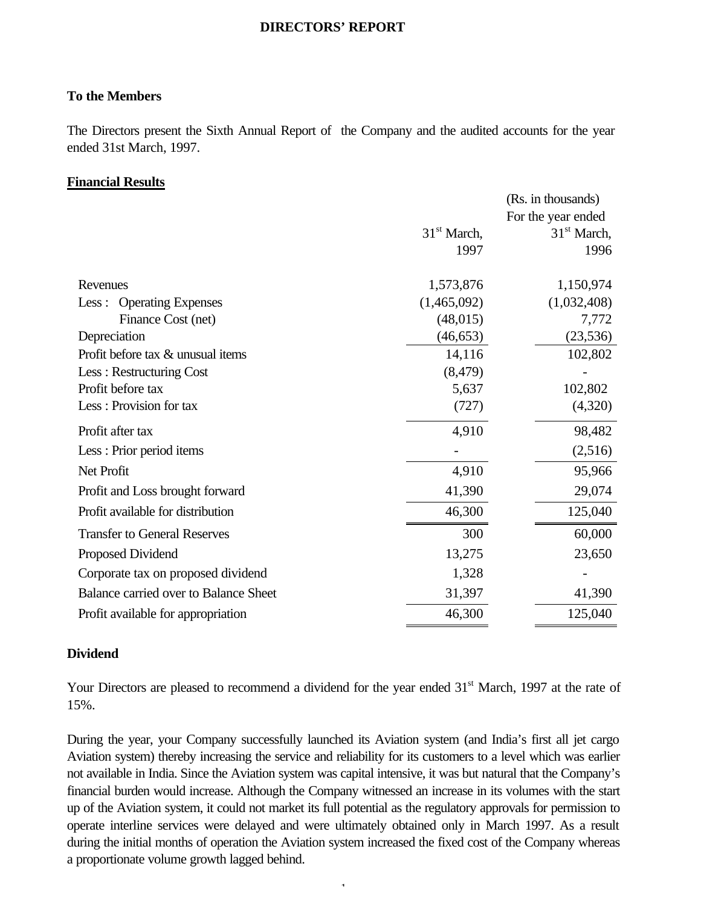# DIRECTORS' REPORT

**To the Members**

The Directors present the Sixth Annual Report of the Company and the audited accounts for the year ended 31st March, 1997.

## Financial Results

| | (Rs. in thousands) For the year ended 31st March, 1997 | 31st March, 1996 |
|---|---|---|
| Revenues | 1,573,876 | 1,150,974 |
| Less : Operating Expenses | (1,465,092) | (1,032,408) |
| Finance Cost (net) | (48,015) | 7,772 |
| Depreciation | (46,653) | (23,536) |
| Profit before tax & unusual items | 14,116 | 102,802 |
| Less : Restructuring Cost | (8,479) | - |
| Profit before tax | 5,637 | 102,802 |
| Less : Provision for tax | (727) | (4,320) |
| Profit after tax | 4,910 | 98,482 |
| Less : Prior period items | - | (2,516) |
| Net Profit | 4,910 | 95,966 |
| Profit and Loss brought forward | 41,390 | 29,074 |
| Profit available for distribution | 46,300 | 125,040 |
| Transfer to General Reserves | 300 | 60,000 |
| Proposed Dividend | 13,275 | 23,650 |
| Corporate tax on proposed dividend | 1,328 | - |
| Balance carried over to Balance Sheet | 31,397 | 41,390 |
| Profit available for appropriation | 46,300 | 125,040 |

**Dividend**

Your Directors are pleased to recommend a dividend for the year ended 31st March, 1997 at the rate of 15%.

During the year, your Company successfully launched its Aviation system (and India's first all jet cargo Aviation system) thereby increasing the service and reliability for its customers to a level which was earlier not available in India. Since the Aviation system was capital intensive, it was but natural that the Company's financial burden would increase. Although the Company witnessed an increase in its volumes with the start up of the Aviation system, it could not market its full potential as the regulatory approvals for permission to operate interline services were delayed and were ultimately obtained only in March 1997. As a result during the initial months of operation the Aviation system increased the fixed cost of the Company whereas a proportionate volume growth lagged behind.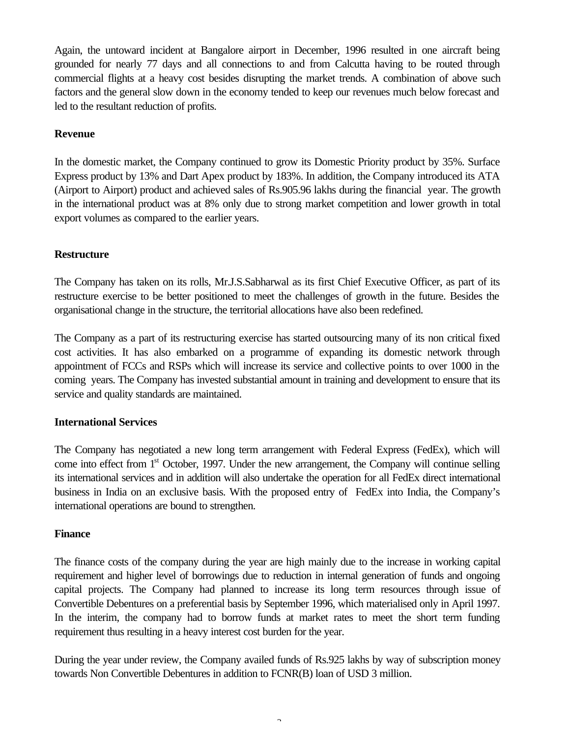Again, the untoward incident at Bangalore airport in December, 1996 resulted in one aircraft being grounded for nearly 77 days and all connections to and from Calcutta having to be routed through commercial flights at a heavy cost besides disrupting the market trends. A combination of above such factors and the general slow down in the economy tended to keep our revenues much below forecast and led to the resultant reduction of profits.

**Revenue**

In the domestic market, the Company continued to grow its Domestic Priority product by 35%. Surface Express product by 13% and Dart Apex product by 183%. In addition, the Company introduced its ATA (Airport to Airport) product and achieved sales of Rs.905.96 lakhs during the financial year. The growth in the international product was at 8% only due to strong market competition and lower growth in total export volumes as compared to the earlier years.

**Restructure**

The Company has taken on its rolls, Mr.J.S.Sabharwal as its first Chief Executive Officer, as part of its restructure exercise to be better positioned to meet the challenges of growth in the future. Besides the organisational change in the structure, the territorial allocations have also been redefined.

The Company as a part of its restructuring exercise has started outsourcing many of its non critical fixed cost activities. It has also embarked on a programme of expanding its domestic network through appointment of FCCs and RSPs which will increase its service and collective points to over 1000 in the coming years. The Company has invested substantial amount in training and development to ensure that its service and quality standards are maintained.

**International Services**

The Company has negotiated a new long term arrangement with Federal Express (FedEx), which will come into effect from 1st October, 1997. Under the new arrangement, the Company will continue selling its international services and in addition will also undertake the operation for all FedEx direct international business in India on an exclusive basis. With the proposed entry of FedEx into India, the Company's international operations are bound to strengthen.

**Finance**

The finance costs of the company during the year are high mainly due to the increase in working capital requirement and higher level of borrowings due to reduction in internal generation of funds and ongoing capital projects. The Company had planned to increase its long term resources through issue of Convertible Debentures on a preferential basis by September 1996, which materialised only in April 1997. In the interim, the company had to borrow funds at market rates to meet the short term funding requirement thus resulting in a heavy interest cost burden for the year.

During the year under review, the Company availed funds of Rs.925 lakhs by way of subscription money towards Non Convertible Debentures in addition to FCNR(B) loan of USD 3 million.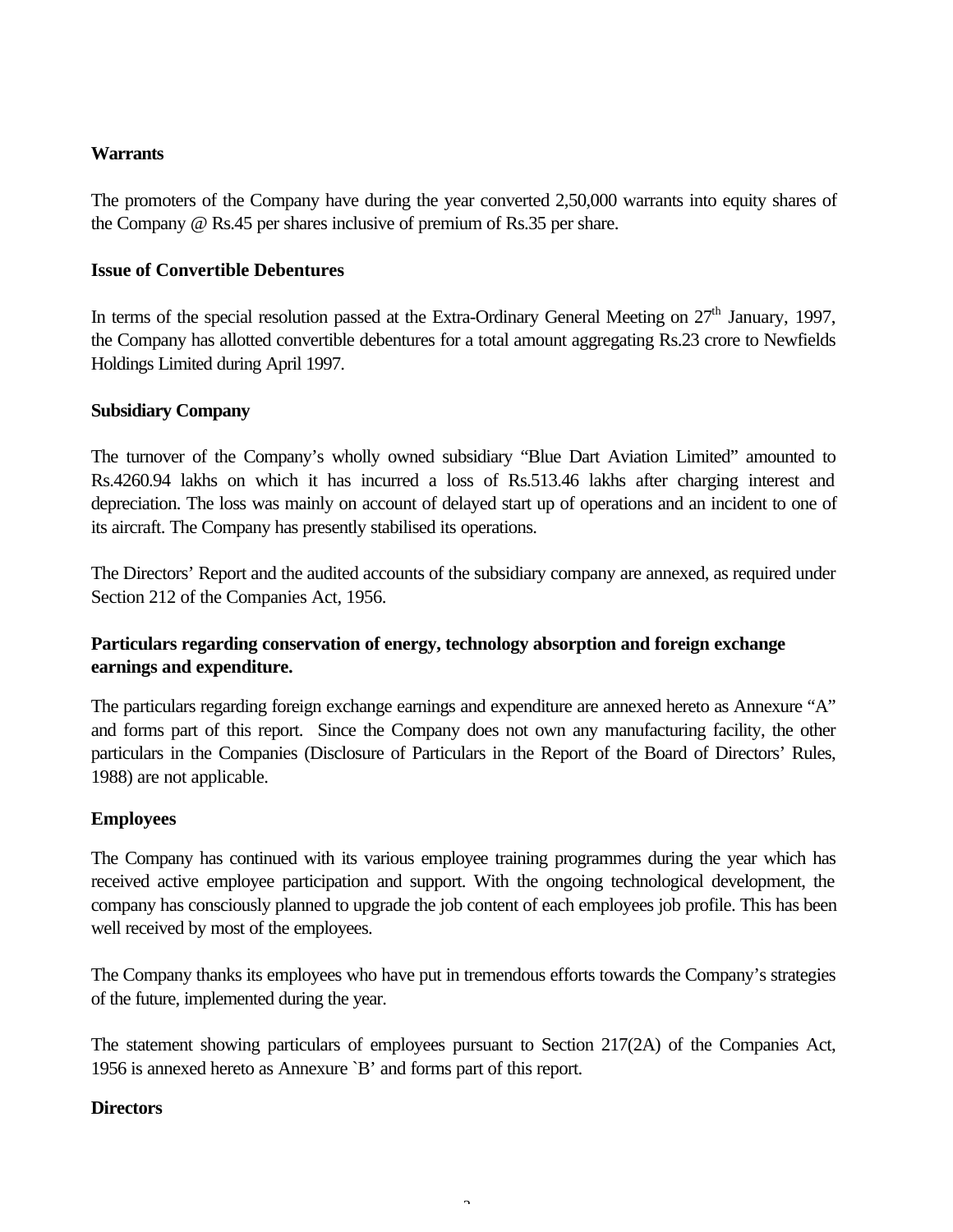**Warrants**

The promoters of the Company have during the year converted 2,50,000 warrants into equity shares of the Company @ Rs.45 per shares inclusive of premium of Rs.35 per share.

**Issue of Convertible Debentures**

In terms of the special resolution passed at the Extra-Ordinary General Meeting on 27th January, 1997, the Company has allotted convertible debentures for a total amount aggregating Rs.23 crore to Newfields Holdings Limited during April 1997.

**Subsidiary Company**

The turnover of the Company's wholly owned subsidiary "Blue Dart Aviation Limited" amounted to Rs.4260.94 lakhs on which it has incurred a loss of Rs.513.46 lakhs after charging interest and depreciation. The loss was mainly on account of delayed start up of operations and an incident to one of its aircraft. The Company has presently stabilised its operations.

The Directors' Report and the audited accounts of the subsidiary company are annexed, as required under Section 212 of the Companies Act, 1956.

**Particulars regarding conservation of energy, technology absorption and foreign exchange earnings and expenditure.**

The particulars regarding foreign exchange earnings and expenditure are annexed hereto as Annexure "A" and forms part of this report. Since the Company does not own any manufacturing facility, the other particulars in the Companies (Disclosure of Particulars in the Report of the Board of Directors' Rules, 1988) are not applicable.

**Employees**

The Company has continued with its various employee training programmes during the year which has received active employee participation and support. With the ongoing technological development, the company has consciously planned to upgrade the job content of each employees job profile. This has been well received by most of the employees.

The Company thanks its employees who have put in tremendous efforts towards the Company's strategies of the future, implemented during the year.

The statement showing particulars of employees pursuant to Section 217(2A) of the Companies Act, 1956 is annexed hereto as Annexure `B' and forms part of this report.

**Directors**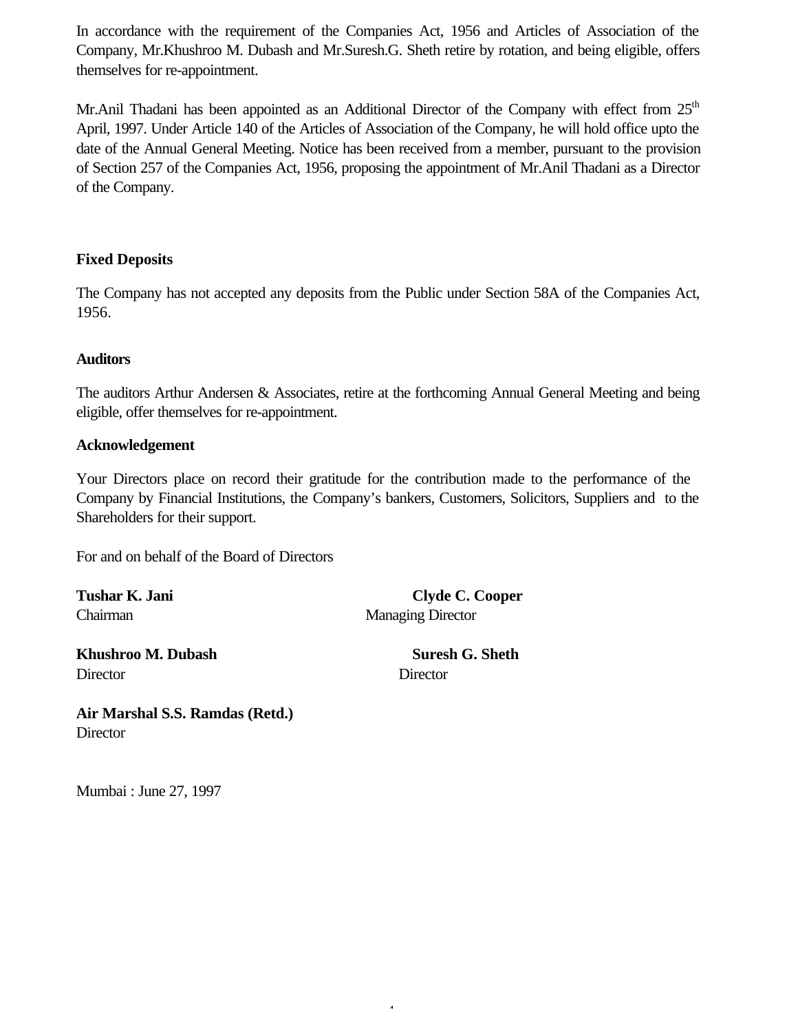In accordance with the requirement of the Companies Act, 1956 and Articles of Association of the Company, Mr.Khushroo M. Dubash and Mr.Suresh.G. Sheth retire by rotation, and being eligible, offers themselves for re-appointment.

Mr.Anil Thadani has been appointed as an Additional Director of the Company with effect from 25th April, 1997. Under Article 140 of the Articles of Association of the Company, he will hold office upto the date of the Annual General Meeting. Notice has been received from a member, pursuant to the provision of Section 257 of the Companies Act, 1956, proposing the appointment of Mr.Anil Thadani as a Director of the Company.

**Fixed Deposits**

The Company has not accepted any deposits from the Public under Section 58A of the Companies Act, 1956.

**Auditors**

The auditors Arthur Andersen & Associates, retire at the forthcoming Annual General Meeting and being eligible, offer themselves for re-appointment.

**Acknowledgement**

Your Directors place on record their gratitude for the contribution made to the performance of the Company by Financial Institutions, the Company's bankers, Customers, Solicitors, Suppliers and to the Shareholders for their support.

For and on behalf of the Board of Directors

**Tushar K. Jani**
Chairman

**Clyde C. Cooper**
Managing Director

**Khushroo M. Dubash**
Director

**Suresh G. Sheth**
Director

**Air Marshal S.S. Ramdas (Retd.)**
Director

Mumbai : June 27, 1997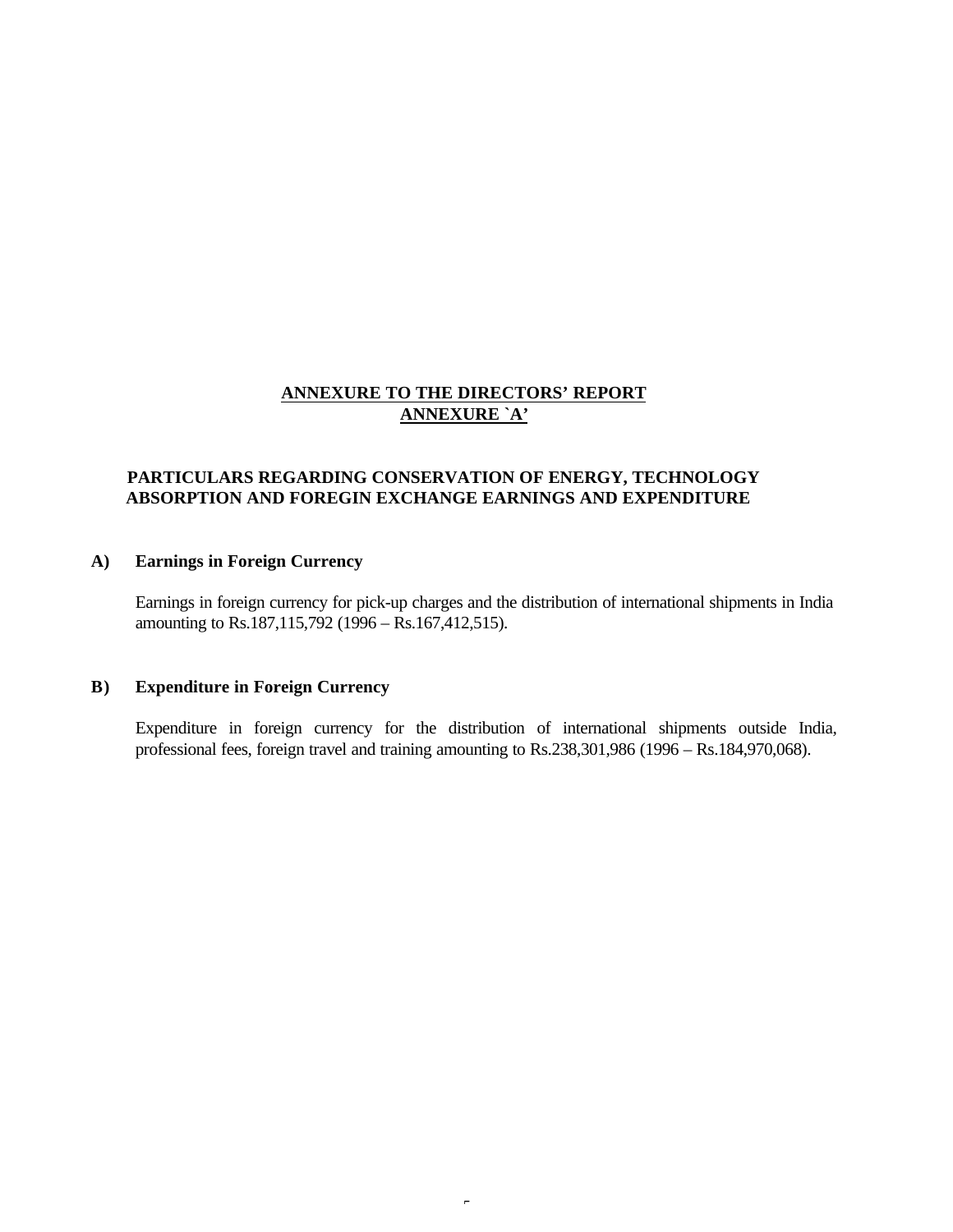## ANNEXURE TO THE DIRECTORS' REPORT
## ANNEXURE `A'

### PARTICULARS REGARDING CONSERVATION OF ENERGY, TECHNOLOGY ABSORPTION AND FOREGIN EXCHANGE EARNINGS AND EXPENDITURE

**A) Earnings in Foreign Currency**

Earnings in foreign currency for pick-up charges and the distribution of international shipments in India amounting to Rs.187,115,792 (1996 – Rs.167,412,515).

**B) Expenditure in Foreign Currency**

Expenditure in foreign currency for the distribution of international shipments outside India, professional fees, foreign travel and training amounting to Rs.238,301,986 (1996 – Rs.184,970,068).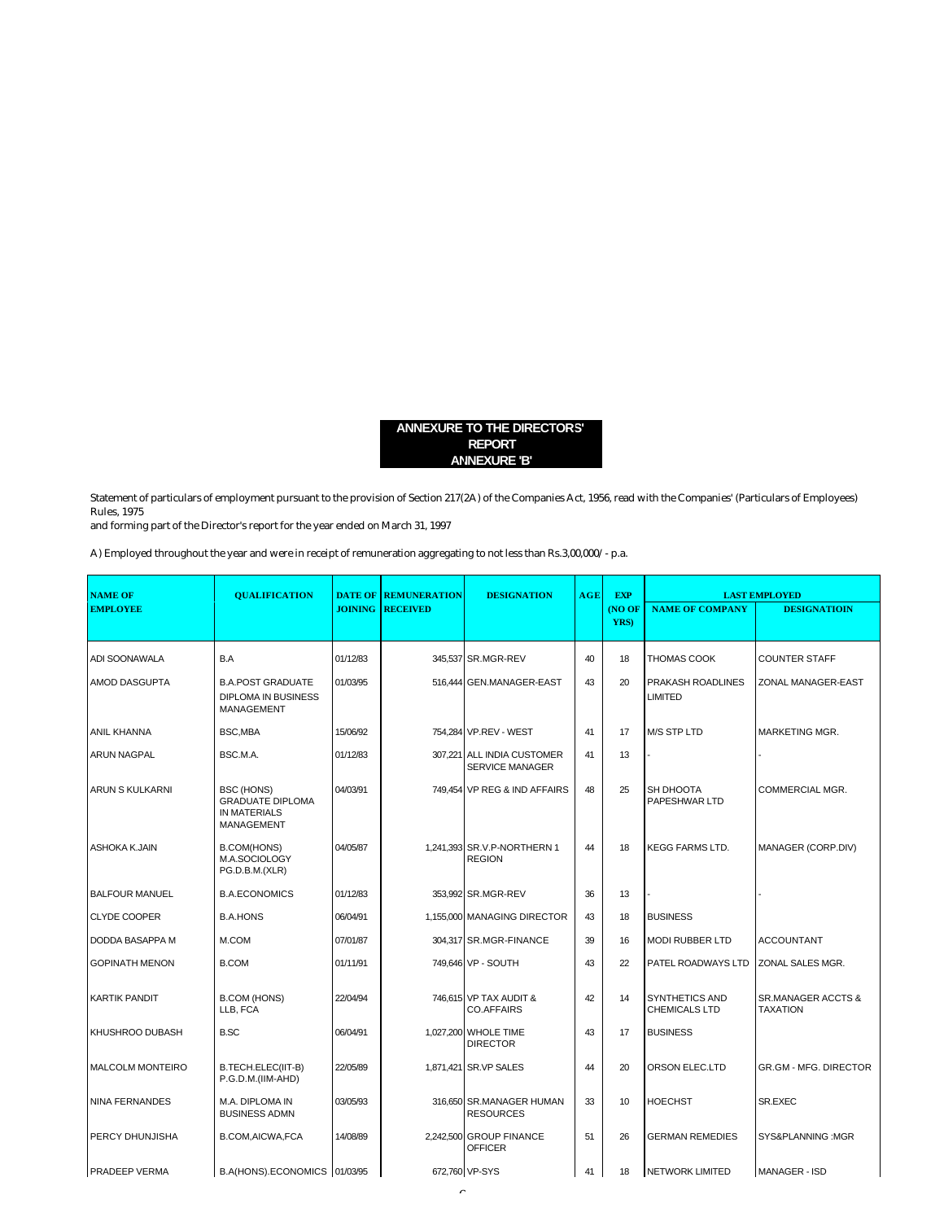# ANNEXURE TO THE DIRECTORS' REPORT

## ANNEXURE 'B'

Statement of particulars of employment pursuant to the provision of Section 217(2A) of the Companies Act, 1956, read with the Companies' (Particulars of Employees) Rules, 1975
and forming part of the Director's report for the year ended on March 31, 1997

A) Employed throughout the year and were in receipt of remuneration aggregating to not less than Rs.3,00,000/- p.a.

| NAME OF EMPLOYEE | QUALIFICATION | DATE OF JOINING | REMUNERATION RECEIVED | DESIGNATION | AGE | EXP (NO OF YRS) | LAST EMPLOYED | |
|---|---|---|---|---|---|---|---|---|
| | | | | | | | NAME OF COMPANY | DESIGNATIOIN |
| ADI SOONAWALA | B.A | 01/12/83 | 345,537 | SR.MGR-REV | 40 | 18 | THOMAS COOK | COUNTER STAFF |
| AMOD DASGUPTA | B.A.POST GRADUATE DIPLOMA IN BUSINESS MANAGEMENT | 01/03/95 | 516,444 | GEN.MANAGER-EAST | 43 | 20 | PRAKASH ROADLINES LIMITED | ZONAL MANAGER-EAST |
| ANIL KHANNA | BSC,MBA | 15/06/92 | 754,284 | VP.REV - WEST | 41 | 17 | M/S STP LTD | MARKETING MGR. |
| ARUN NAGPAL | BSC.M.A. | 01/12/83 | 307,221 | ALL INDIA CUSTOMER SERVICE MANAGER | 41 | 13 | - | - |
| ARUN S KULKARNI | BSC (HONS) GRADUATE DIPLOMA IN MATERIALS MANAGEMENT | 04/03/91 | 749,454 | VP REG & IND AFFAIRS | 48 | 25 | SH DHOOTA PAPESHWAR LTD | COMMERCIAL MGR. |
| ASHOKA K.JAIN | B.COM(HONS) M.A.SOCIOLOGY PG.D.B.M.(XLR) | 04/05/87 | 1,241,393 | SR.V.P-NORTHERN 1 REGION | 44 | 18 | KEGG FARMS LTD. | MANAGER (CORP.DIV) |
| BALFOUR MANUEL | B.A.ECONOMICS | 01/12/83 | 353,992 | SR.MGR-REV | 36 | 13 | - | - |
| CLYDE COOPER | B.A.HONS | 06/04/91 | 1,155,000 | MANAGING DIRECTOR | 43 | 18 | BUSINESS | |
| DODDA BASAPPA M | M.COM | 07/01/87 | 304,317 | SR.MGR-FINANCE | 39 | 16 | MODI RUBBER LTD | ACCOUNTANT |
| GOPINATH MENON | B.COM | 01/11/91 | 749,646 | VP - SOUTH | 43 | 22 | PATEL ROADWAYS LTD | ZONAL SALES MGR. |
| KARTIK PANDIT | B.COM (HONS) LLB, FCA | 22/04/94 | 746,615 | VP TAX AUDIT & CO.AFFAIRS | 42 | 14 | SYNTHETICS AND CHEMICALS LTD | SR.MANAGER ACCTS & TAXATION |
| KHUSHROO DUBASH | B.SC | 06/04/91 | 1,027,200 | WHOLE TIME DIRECTOR | 43 | 17 | BUSINESS | |
| MALCOLM MONTEIRO | B.TECH.ELEC(IIT-B) P.G.D.M.(IIM-AHD) | 22/05/89 | 1,871,421 | SR.VP SALES | 44 | 20 | ORSON ELEC.LTD | GR.GM - MFG. DIRECTOR |
| NINA FERNANDES | M.A. DIPLOMA IN BUSINESS ADMN | 03/05/93 | 316,650 | SR.MANAGER HUMAN RESOURCES | 33 | 10 | HOECHST | SR.EXEC |
| PERCY DHUNJISHA | B.COM,AICWA,FCA | 14/08/89 | 2,242,500 | GROUP FINANCE OFFICER | 51 | 26 | GERMAN REMEDIES | SYS&PLANNING :MGR |
| PRADEEP VERMA | B.A(HONS).ECONOMICS | 01/03/95 | 672,760 | VP-SYS | 41 | 18 | NETWORK LIMITED | MANAGER - ISD |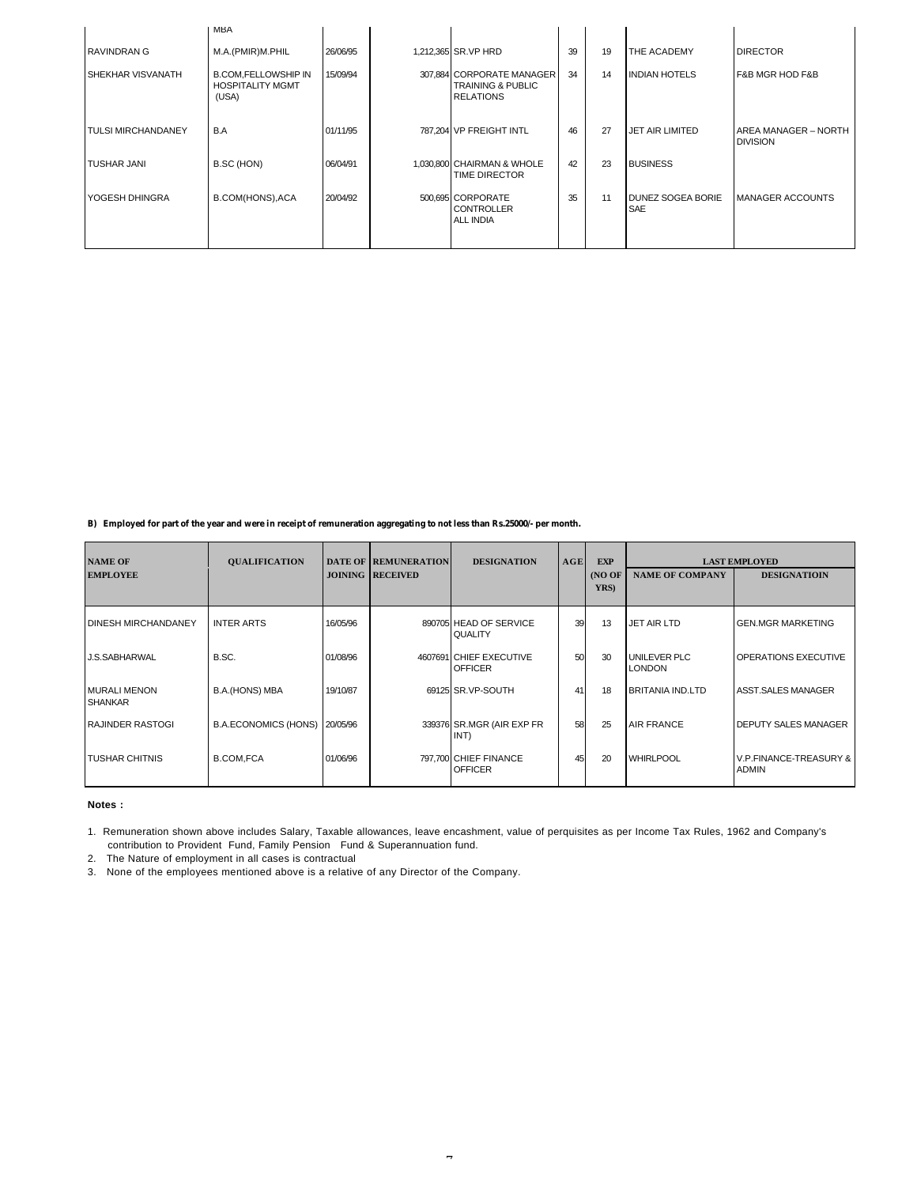| | MBA | | | | | | | |
|---|---|---|---|---|---|---|---|---|
| RAVINDRAN G | M.A.(PMIR)M.PHIL | 26/06/95 | 1,212,365 | SR.VP HRD | 39 | 19 | THE ACADEMY | DIRECTOR |
| SHEKHAR VISVANATH | B.COM,FELLOWSHIP IN HOSPITALITY MGMT (USA) | 15/09/94 | 307,884 | CORPORATE MANAGER TRAINING & PUBLIC RELATIONS | 34 | 14 | INDIAN HOTELS | F&B MGR HOD F&B |
| TULSI MIRCHANDANEY | B.A | 01/11/95 | 787,204 | VP FREIGHT INTL | 46 | 27 | JET AIR LIMITED | AREA MANAGER – NORTH DIVISION |
| TUSHAR JANI | B.SC (HON) | 06/04/91 | 1,030,800 | CHAIRMAN & WHOLE TIME DIRECTOR | 42 | 23 | BUSINESS | |
| YOGESH DHINGRA | B.COM(HONS),ACA | 20/04/92 | 500,695 | CORPORATE CONTROLLER ALL INDIA | 35 | 11 | DUNEZ SOGEA BORIE SAE | MANAGER ACCOUNTS |

**B) Employed for part of the year and were in receipt of remuneration aggregating to not less than Rs.25000/- per month.**

| NAME OF EMPLOYEE | QUALIFICATION | DATE OF JOINING | REMUNERATION RECEIVED | DESIGNATION | AGE | EXP (NO OF YRS) | LAST EMPLOYED | |
|---|---|---|---|---|---|---|---|---|
| | | | | | | | NAME OF COMPANY | DESIGNATIOIN |
| DINESH MIRCHANDANEY | INTER ARTS | 16/05/96 | 890705 | HEAD OF SERVICE QUALITY | 39 | 13 | JET AIR LTD | GEN.MGR MARKETING |
| J.S.SABHARWAL | B.SC. | 01/08/96 | 4607691 | CHIEF EXECUTIVE OFFICER | 50 | 30 | UNILEVER PLC LONDON | OPERATIONS EXECUTIVE |
| MURALI MENON SHANKAR | B.A.(HONS) MBA | 19/10/87 | 69125 | SR.VP-SOUTH | 41 | 18 | BRITANIA IND.LTD | ASST.SALES MANAGER |
| RAJINDER RASTOGI | B.A.ECONOMICS (HONS) | 20/05/96 | 339376 | SR.MGR (AIR EXP FR INT) | 58 | 25 | AIR FRANCE | DEPUTY SALES MANAGER |
| TUSHAR CHITNIS | B.COM,FCA | 01/06/96 | 797,700 | CHIEF FINANCE OFFICER | 45 | 20 | WHIRLPOOL | V.P.FINANCE-TREASURY & ADMIN |

**Notes :**

1. Remuneration shown above includes Salary, Taxable allowances, leave encashment, value of perquisites as per Income Tax Rules, 1962 and Company's contribution to Provident Fund, Family Pension Fund & Superannuation fund.
2. The Nature of employment in all cases is contractual
3. None of the employees mentioned above is a relative of any Director of the Company.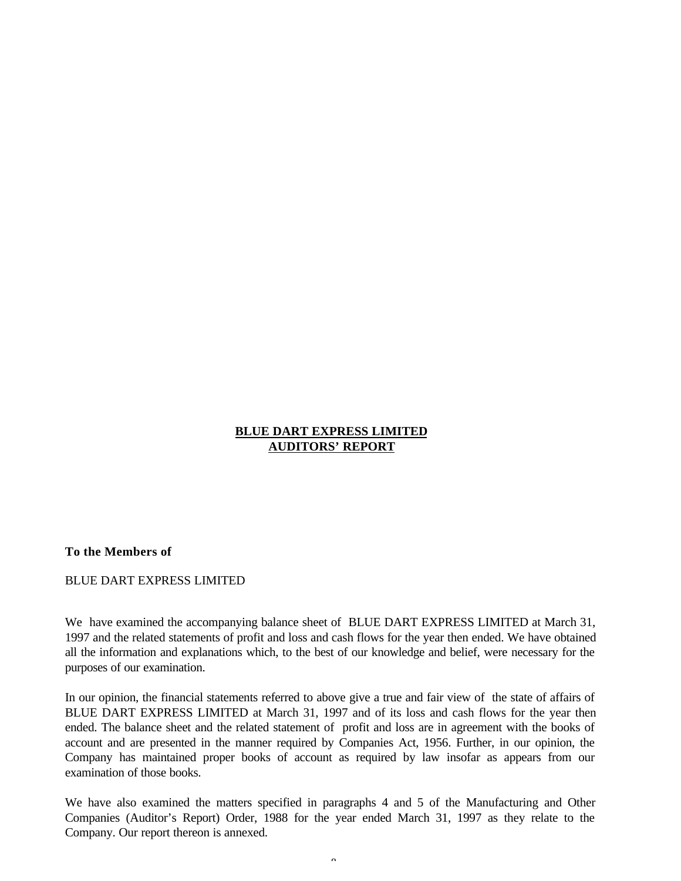# BLUE DART EXPRESS LIMITED
## AUDITORS' REPORT

**To the Members of**

BLUE DART EXPRESS LIMITED

We have examined the accompanying balance sheet of BLUE DART EXPRESS LIMITED at March 31, 1997 and the related statements of profit and loss and cash flows for the year then ended. We have obtained all the information and explanations which, to the best of our knowledge and belief, were necessary for the purposes of our examination.

In our opinion, the financial statements referred to above give a true and fair view of the state of affairs of BLUE DART EXPRESS LIMITED at March 31, 1997 and of its loss and cash flows for the year then ended. The balance sheet and the related statement of profit and loss are in agreement with the books of account and are presented in the manner required by Companies Act, 1956. Further, in our opinion, the Company has maintained proper books of account as required by law insofar as appears from our examination of those books.

We have also examined the matters specified in paragraphs 4 and 5 of the Manufacturing and Other Companies (Auditor's Report) Order, 1988 for the year ended March 31, 1997 as they relate to the Company. Our report thereon is annexed.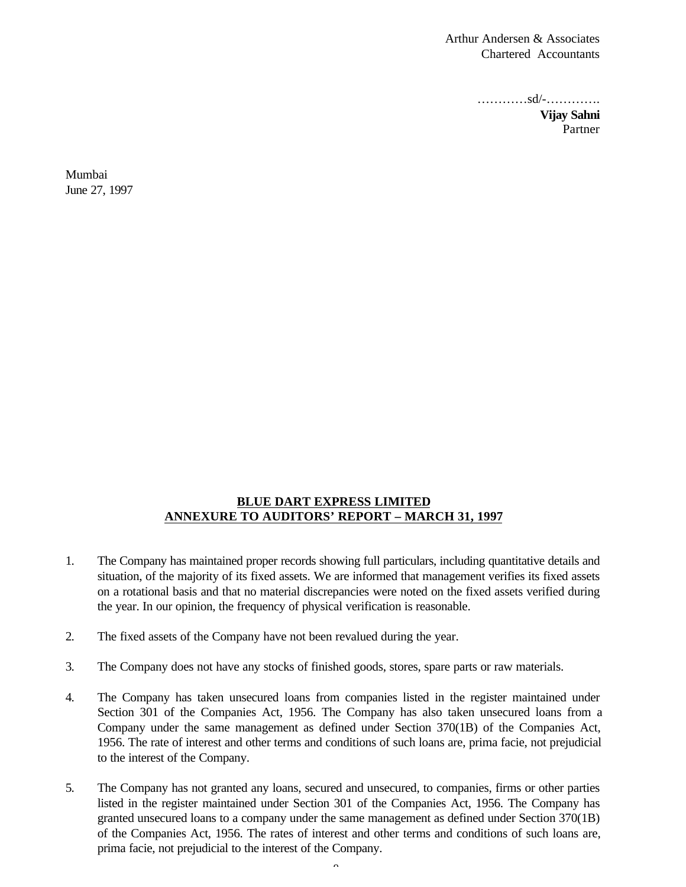Arthur Andersen & Associates
Chartered Accountants

…………sd/-………….
**Vijay Sahni**
Partner

Mumbai
June 27, 1997

## BLUE DART EXPRESS LIMITED
## ANNEXURE TO AUDITORS' REPORT – MARCH 31, 1997

1. The Company has maintained proper records showing full particulars, including quantitative details and situation, of the majority of its fixed assets. We are informed that management verifies its fixed assets on a rotational basis and that no material discrepancies were noted on the fixed assets verified during the year. In our opinion, the frequency of physical verification is reasonable.

2. The fixed assets of the Company have not been revalued during the year.

3. The Company does not have any stocks of finished goods, stores, spare parts or raw materials.

4. The Company has taken unsecured loans from companies listed in the register maintained under Section 301 of the Companies Act, 1956. The Company has also taken unsecured loans from a Company under the same management as defined under Section 370(1B) of the Companies Act, 1956. The rate of interest and other terms and conditions of such loans are, prima facie, not prejudicial to the interest of the Company.

5. The Company has not granted any loans, secured and unsecured, to companies, firms or other parties listed in the register maintained under Section 301 of the Companies Act, 1956. The Company has granted unsecured loans to a company under the same management as defined under Section 370(1B) of the Companies Act, 1956. The rates of interest and other terms and conditions of such loans are, prima facie, not prejudicial to the interest of the Company.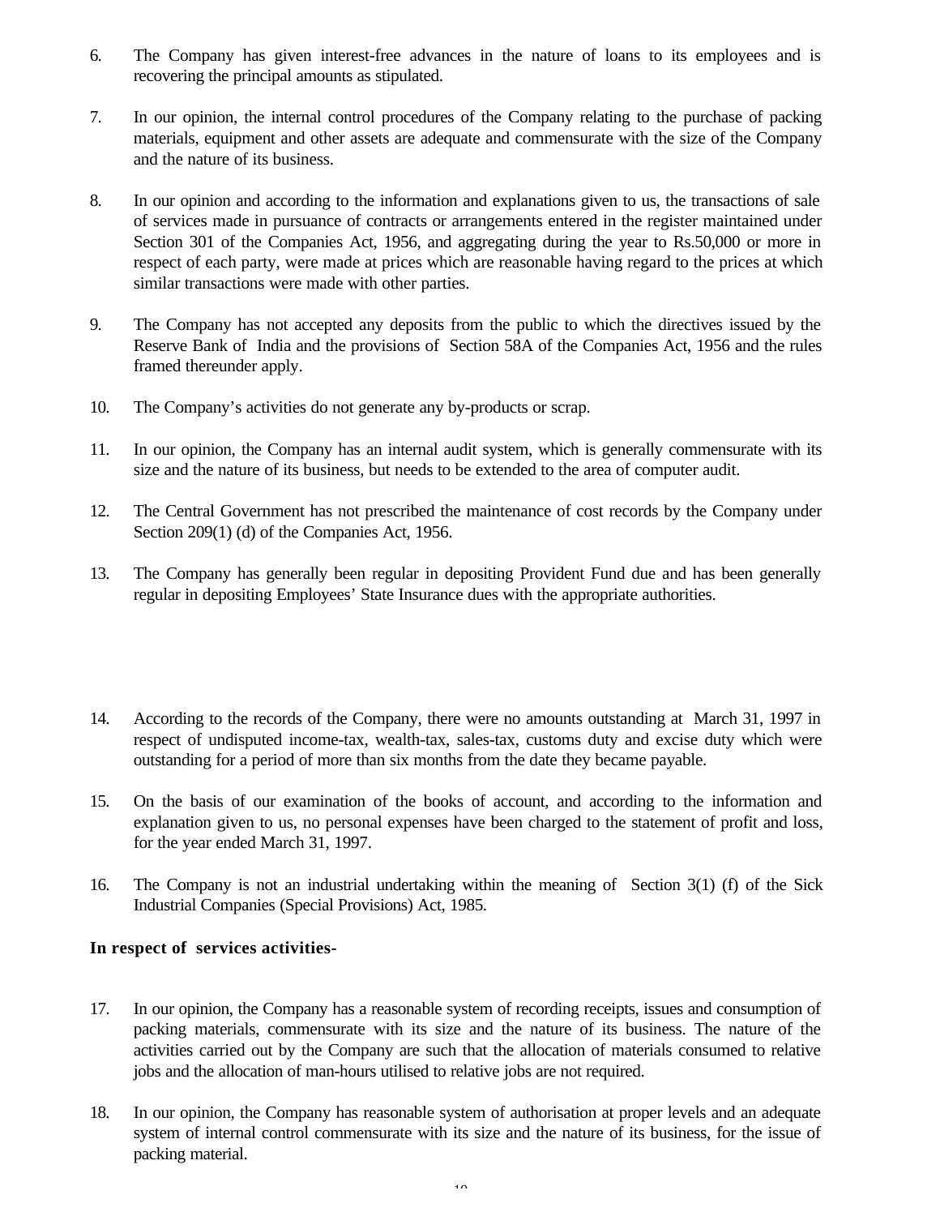6. The Company has given interest-free advances in the nature of loans to its employees and is recovering the principal amounts as stipulated.

7. In our opinion, the internal control procedures of the Company relating to the purchase of packing materials, equipment and other assets are adequate and commensurate with the size of the Company and the nature of its business.

8. In our opinion and according to the information and explanations given to us, the transactions of sale of services made in pursuance of contracts or arrangements entered in the register maintained under Section 301 of the Companies Act, 1956, and aggregating during the year to Rs.50,000 or more in respect of each party, were made at prices which are reasonable having regard to the prices at which similar transactions were made with other parties.

9. The Company has not accepted any deposits from the public to which the directives issued by the Reserve Bank of India and the provisions of Section 58A of the Companies Act, 1956 and the rules framed thereunder apply.

10. The Company's activities do not generate any by-products or scrap.

11. In our opinion, the Company has an internal audit system, which is generally commensurate with its size and the nature of its business, but needs to be extended to the area of computer audit.

12. The Central Government has not prescribed the maintenance of cost records by the Company under Section 209(1) (d) of the Companies Act, 1956.

13. The Company has generally been regular in depositing Provident Fund due and has been generally regular in depositing Employees' State Insurance dues with the appropriate authorities.

14. According to the records of the Company, there were no amounts outstanding at March 31, 1997 in respect of undisputed income-tax, wealth-tax, sales-tax, customs duty and excise duty which were outstanding for a period of more than six months from the date they became payable.

15. On the basis of our examination of the books of account, and according to the information and explanation given to us, no personal expenses have been charged to the statement of profit and loss, for the year ended March 31, 1997.

16. The Company is not an industrial undertaking within the meaning of Section 3(1) (f) of the Sick Industrial Companies (Special Provisions) Act, 1985.

**In respect of services activities-**

17. In our opinion, the Company has a reasonable system of recording receipts, issues and consumption of packing materials, commensurate with its size and the nature of its business. The nature of the activities carried out by the Company are such that the allocation of materials consumed to relative jobs and the allocation of man-hours utilised to relative jobs are not required.

18. In our opinion, the Company has reasonable system of authorisation at proper levels and an adequate system of internal control commensurate with its size and the nature of its business, for the issue of packing material.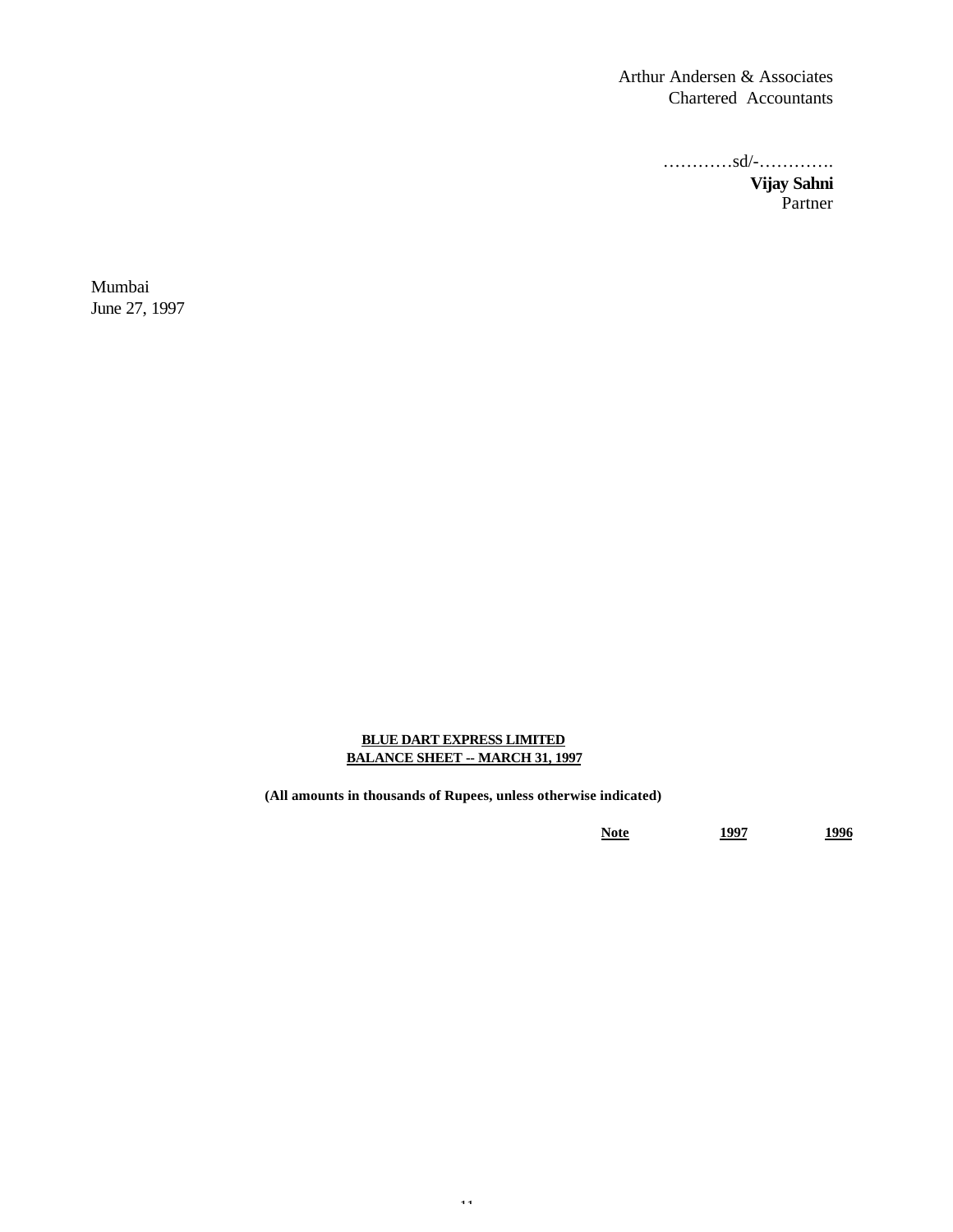Arthur Andersen & Associates
Chartered Accountants

…………sd/-………….
**Vijay Sahni**
Partner

Mumbai
June 27, 1997

**BLUE DART EXPRESS LIMITED**
**BALANCE SHEET -- MARCH 31, 1997**

**(All amounts in thousands of Rupees, unless otherwise indicated)**

| | Note | 1997 | 1996 |
|---|---|---|---|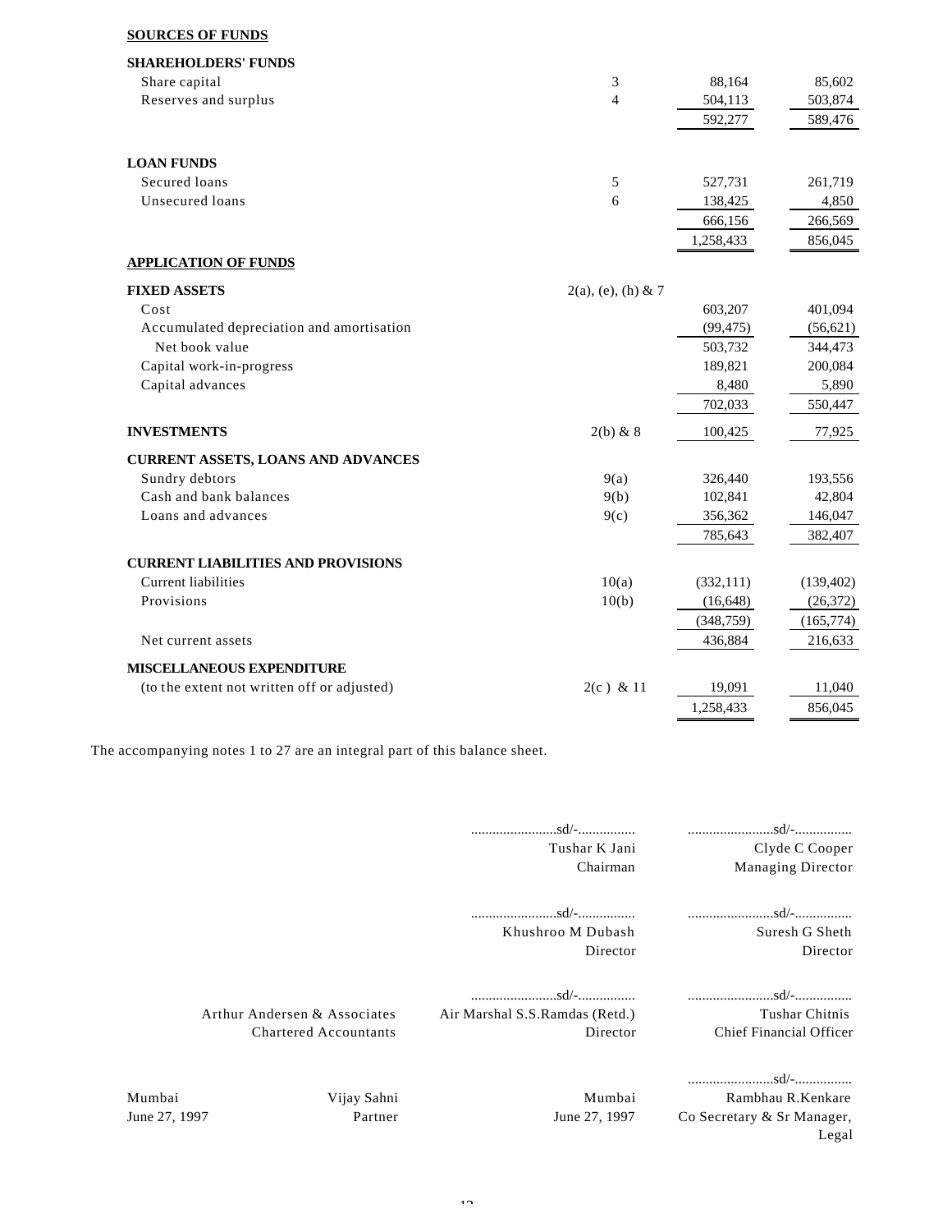**SOURCES OF FUNDS**

| | Notes | | |
|---|---|---|---|
| **SHAREHOLDERS' FUNDS** | | | |
| Share capital | 3 | 88,164 | 85,602 |
| Reserves and surplus | 4 | 504,113 | 503,874 |
| | | 592,277 | 589,476 |
| **LOAN FUNDS** | | | |
| Secured loans | 5 | 527,731 | 261,719 |
| Unsecured loans | 6 | 138,425 | 4,850 |
| | | 666,156 | 266,569 |
| | | 1,258,433 | 856,045 |

**APPLICATION OF FUNDS**

| | Notes | | |
|---|---|---|---|
| **FIXED ASSETS** | 2(a), (e), (h) & 7 | | |
| Cost | | 603,207 | 401,094 |
| Accumulated depreciation and amortisation | | (99,475) | (56,621) |
| Net book value | | 503,732 | 344,473 |
| Capital work-in-progress | | 189,821 | 200,084 |
| Capital advances | | 8,480 | 5,890 |
| | | 702,033 | 550,447 |
| **INVESTMENTS** | 2(b) & 8 | 100,425 | 77,925 |
| **CURRENT ASSETS, LOANS AND ADVANCES** | | | |
| Sundry debtors | 9(a) | 326,440 | 193,556 |
| Cash and bank balances | 9(b) | 102,841 | 42,804 |
| Loans and advances | 9(c) | 356,362 | 146,047 |
| | | 785,643 | 382,407 |
| **CURRENT LIABILITIES AND PROVISIONS** | | | |
| Current liabilities | 10(a) | (332,111) | (139,402) |
| Provisions | 10(b) | (16,648) | (26,372) |
| | | (348,759) | (165,774) |
| Net current assets | | 436,884 | 216,633 |
| **MISCELLANEOUS EXPENDITURE** | | | |
| (to the extent not written off or adjusted) | 2(c ) & 11 | 19,091 | 11,040 |
| | | 1,258,433 | 856,045 |

The accompanying notes 1 to 27 are an integral part of this balance sheet.

| | ........................sd/-................ | ........................sd/-................ |
|---|---|---|
| | Tushar K Jani | Clyde C Cooper |
| | Chairman | Managing Director |
| | ........................sd/-................ | ........................sd/-................ |
| | Khushroo M Dubash | Suresh G Sheth |
| | Director | Director |
| | ........................sd/-................ | ........................sd/-................ |
| Arthur Andersen & Associates | Air Marshal S.S.Ramdas (Retd.) | Tushar Chitnis |
| Chartered Accountants | Director | Chief Financial Officer |
| | | ........................sd/-................ |
| Mumbai Vijay Sahni | Mumbai | Rambhau R.Kenkare |
| June 27, 1997 Partner | June 27, 1997 | Co Secretary & Sr Manager, Legal |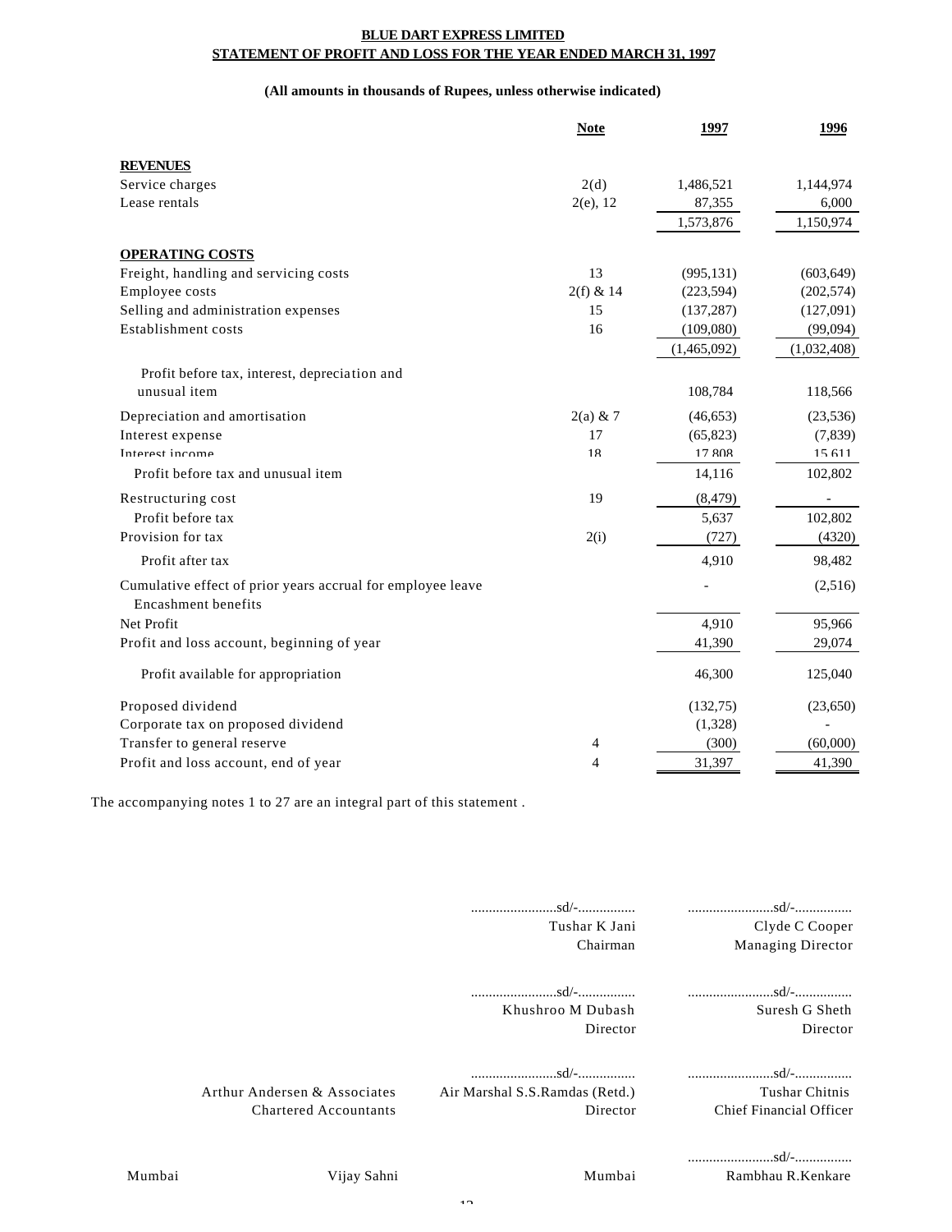**BLUE DART EXPRESS LIMITED**
**STATEMENT OF PROFIT AND LOSS FOR THE YEAR ENDED MARCH 31, 1997**

**(All amounts in thousands of Rupees, unless otherwise indicated)**

| | Note | 1997 | 1996 |
|---|---|---|---|
| **REVENUES** | | | |
| Service charges | 2(d) | 1,486,521 | 1,144,974 |
| Lease rentals | 2(e), 12 | 87,355 | 6,000 |
| | | 1,573,876 | 1,150,974 |
| **OPERATING COSTS** | | | |
| Freight, handling and servicing costs | 13 | (995,131) | (603,649) |
| Employee costs | 2(f) & 14 | (223,594) | (202,574) |
| Selling and administration expenses | 15 | (137,287) | (127,091) |
| Establishment costs | 16 | (109,080) | (99,094) |
| | | (1,465,092) | (1,032,408) |
| Profit before tax, interest, depreciation and unusual item | | 108,784 | 118,566 |
| Depreciation and amortisation | 2(a) & 7 | (46,653) | (23,536) |
| Interest expense | 17 | (65,823) | (7,839) |
| Interest income | 18 | 17,808 | 15,611 |
| Profit before tax and unusual item | | 14,116 | 102,802 |
| Restructuring cost | 19 | (8,479) | - |
| Profit before tax | | 5,637 | 102,802 |
| Provision for tax | 2(i) | (727) | (4320) |
| Profit after tax | | 4,910 | 98,482 |
| Cumulative effect of prior years accrual for employee leave Encashment benefits | | - | (2,516) |
| Net Profit | | 4,910 | 95,966 |
| Profit and loss account, beginning of year | | 41,390 | 29,074 |
| Profit available for appropriation | | 46,300 | 125,040 |
| Proposed dividend | | (132,75) | (23,650) |
| Corporate tax on proposed dividend | | (1,328) | - |
| Transfer to general reserve | 4 | (300) | (60,000) |
| Profit and loss account, end of year | 4 | 31,397 | 41,390 |

The accompanying notes 1 to 27 are an integral part of this statement .

........................sd/-................
Tushar K Jani
Chairman

........................sd/-................
Clyde C Cooper
Managing Director

........................sd/-................
Khushroo M Dubash
Director

........................sd/-................
Suresh G Sheth
Director

Arthur Andersen & Associates
Chartered Accountants

........................sd/-................
Air Marshal S.S.Ramdas (Retd.)
Director

........................sd/-................
Tushar Chitnis
Chief Financial Officer

Mumbai

Vijay Sahni

Mumbai

........................sd/-................
Rambhau R.Kenkare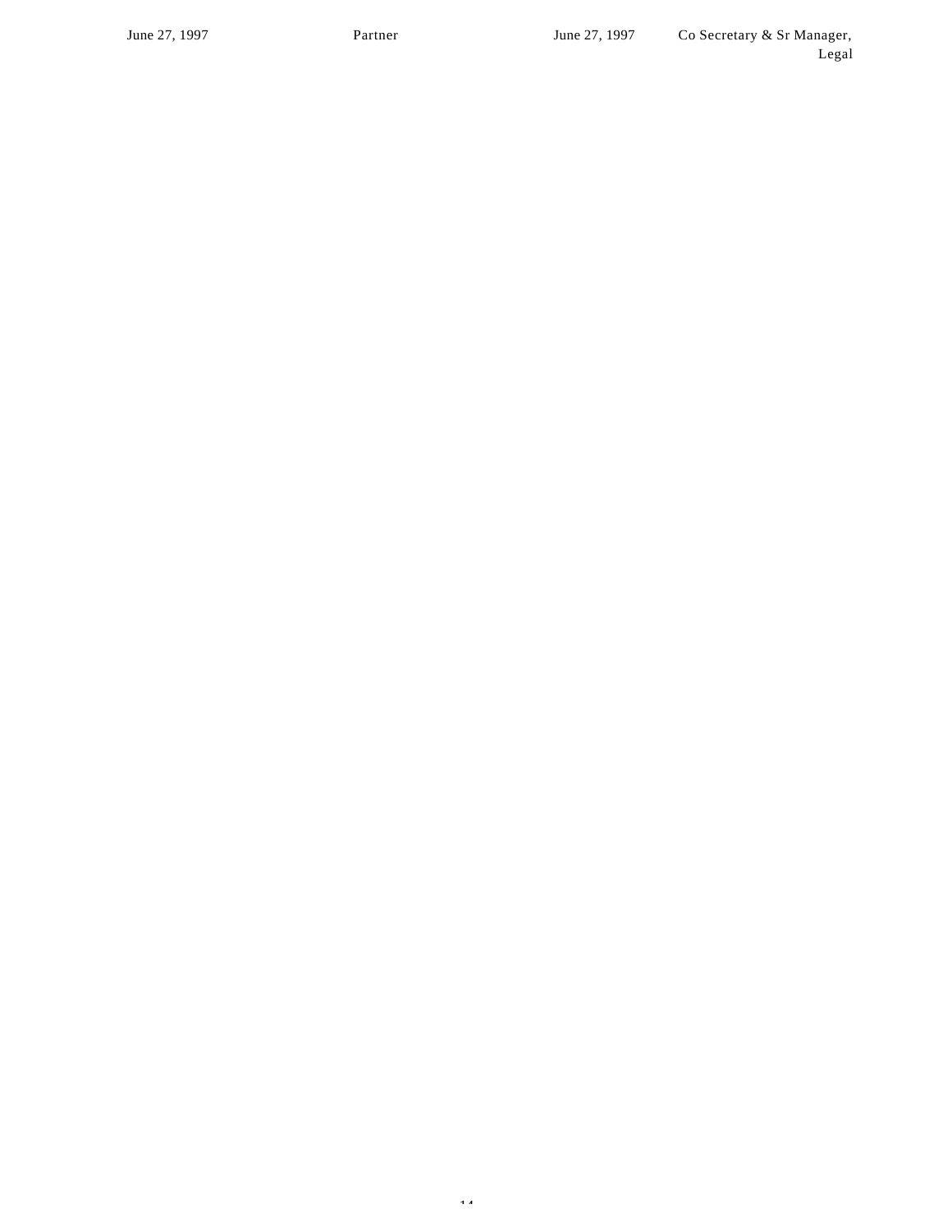| | | | |
|---|---|---|---|
| June 27, 1997 | Partner | June 27, 1997 | Co Secretary & Sr Manager, Legal |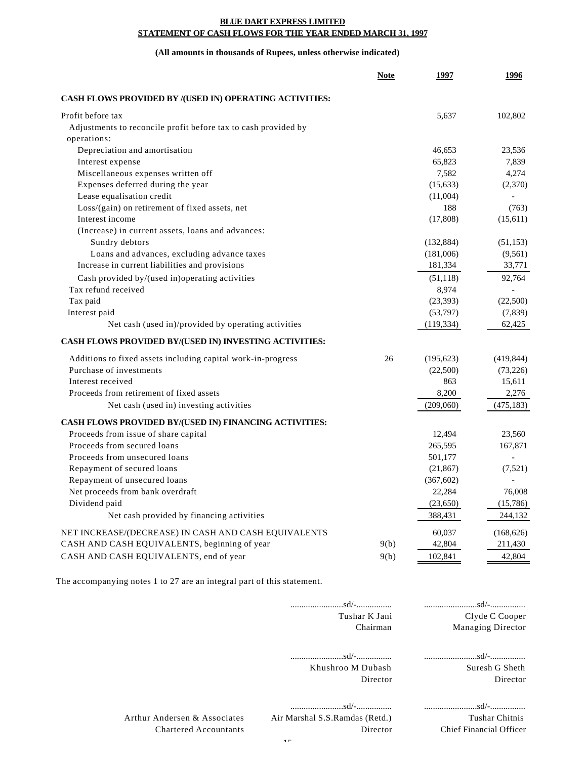**BLUE DART EXPRESS LIMITED**
**STATEMENT OF CASH FLOWS FOR THE YEAR ENDED MARCH 31, 1997**

**(All amounts in thousands of Rupees, unless otherwise indicated)**

| | Note | 1997 | 1996 |
|---|---|---|---|
| **CASH FLOWS PROVIDED BY /(USED IN) OPERATING ACTIVITIES:** | | | |
| Profit before tax | | 5,637 | 102,802 |
| Adjustments to reconcile profit before tax to cash provided by operations: | | | |
| Depreciation and amortisation | | 46,653 | 23,536 |
| Interest expense | | 65,823 | 7,839 |
| Miscellaneous expenses written off | | 7,582 | 4,274 |
| Expenses deferred during the year | | (15,633) | (2,370) |
| Lease equalisation credit | | (11,004) | - |
| Loss/(gain) on retirement of fixed assets, net | | 188 | (763) |
| Interest income | | (17,808) | (15,611) |
| (Increase) in current assets, loans and advances: | | | |
| Sundry debtors | | (132,884) | (51,153) |
| Loans and advances, excluding advance taxes | | (181,006) | (9,561) |
| Increase in current liabilities and provisions | | 181,334 | 33,771 |
| Cash provided by/(used in)operating activities | | (51,118) | 92,764 |
| Tax refund received | | 8,974 | - |
| Tax paid | | (23,393) | (22,500) |
| Interest paid | | (53,797) | (7,839) |
| Net cash (used in)/provided by operating activities | | (119,334) | 62,425 |
| **CASH FLOWS PROVIDED BY/(USED IN) INVESTING ACTIVITIES:** | | | |
| Additions to fixed assets including capital work-in-progress | 26 | (195,623) | (419,844) |
| Purchase of investments | | (22,500) | (73,226) |
| Interest received | | 863 | 15,611 |
| Proceeds from retirement of fixed assets | | 8,200 | 2,276 |
| Net cash (used in) investing activities | | (209,060) | (475,183) |
| **CASH FLOWS PROVIDED BY/(USED IN) FINANCING ACTIVITIES:** | | | |
| Proceeds from issue of share capital | | 12,494 | 23,560 |
| Proceeds from secured loans | | 265,595 | 167,871 |
| Proceeds from unsecured loans | | 501,177 | - |
| Repayment of secured loans | | (21,867) | (7,521) |
| Repayment of unsecured loans | | (367,602) | - |
| Net proceeds from bank overdraft | | 22,284 | 76,008 |
| Dividend paid | | (23,650) | (15,786) |
| Net cash provided by financing activities | | 388,431 | 244,132 |
| NET INCREASE/(DECREASE) IN CASH AND CASH EQUIVALENTS | | 60,037 | (168,626) |
| CASH AND CASH EQUIVALENTS, beginning of year | 9(b) | 42,804 | 211,430 |
| CASH AND CASH EQUIVALENTS, end of year | 9(b) | 102,841 | 42,804 |

The accompanying notes 1 to 27 are an integral part of this statement.

| | | |
|---|---|---|
| | ........................sd/-................ | ........................sd/-................ |
| | Tushar K Jani | Clyde C Cooper |
| | Chairman | Managing Director |
| | ........................sd/-................ | ........................sd/-................ |
| | Khushroo M Dubash | Suresh G Sheth |
| | Director | Director |
| | ........................sd/-................ | ........................sd/-................ |
| Arthur Andersen & Associates | Air Marshal S.S.Ramdas (Retd.) | Tushar Chitnis |
| Chartered Accountants | Director | Chief Financial Officer |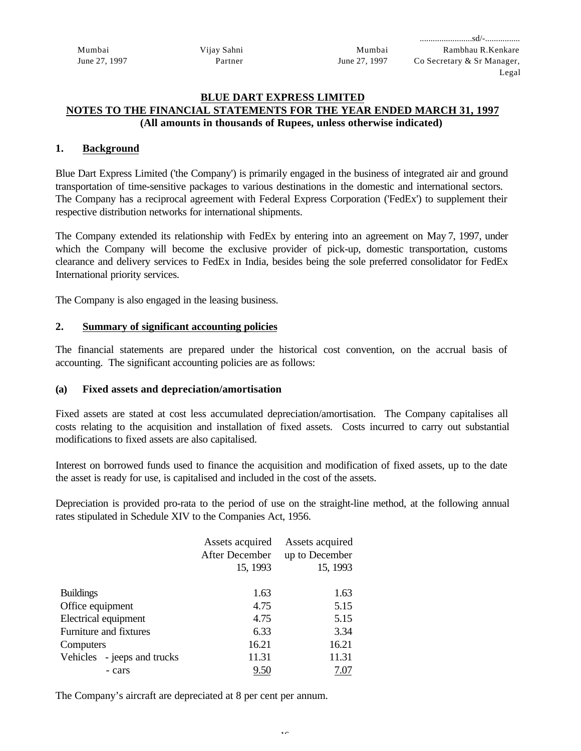| | | | |
|---|---|---|---|
| | | | ........................sd/-................ |
| Mumbai | Vijay Sahni | Mumbai | Rambhau R.Kenkare |
| June 27, 1997 | Partner | June 27, 1997 | Co Secretary & Sr Manager, Legal |

**BLUE DART EXPRESS LIMITED**

**NOTES TO THE FINANCIAL STATEMENTS FOR THE YEAR ENDED MARCH 31, 1997**

**(All amounts in thousands of Rupees, unless otherwise indicated)**

## 1. Background

Blue Dart Express Limited ('the Company') is primarily engaged in the business of integrated air and ground transportation of time-sensitive packages to various destinations in the domestic and international sectors. The Company has a reciprocal agreement with Federal Express Corporation ('FedEx') to supplement their respective distribution networks for international shipments.

The Company extended its relationship with FedEx by entering into an agreement on May 7, 1997, under which the Company will become the exclusive provider of pick-up, domestic transportation, customs clearance and delivery services to FedEx in India, besides being the sole preferred consolidator for FedEx International priority services.

The Company is also engaged in the leasing business.

## 2. Summary of significant accounting policies

The financial statements are prepared under the historical cost convention, on the accrual basis of accounting. The significant accounting policies are as follows:

### (a) Fixed assets and depreciation/amortisation

Fixed assets are stated at cost less accumulated depreciation/amortisation. The Company capitalises all costs relating to the acquisition and installation of fixed assets. Costs incurred to carry out substantial modifications to fixed assets are also capitalised.

Interest on borrowed funds used to finance the acquisition and modification of fixed assets, up to the date the asset is ready for use, is capitalised and included in the cost of the assets.

Depreciation is provided pro-rata to the period of use on the straight-line method, at the following annual rates stipulated in Schedule XIV to the Companies Act, 1956.

| | Assets acquired After December 15, 1993 | Assets acquired up to December 15, 1993 |
|---|---|---|
| Buildings | 1.63 | 1.63 |
| Office equipment | 4.75 | 5.15 |
| Electrical equipment | 4.75 | 5.15 |
| Furniture and fixtures | 6.33 | 3.34 |
| Computers | 16.21 | 16.21 |
| Vehicles - jeeps and trucks | 11.31 | 11.31 |
| - cars | 9.50 | 7.07 |

The Company's aircraft are depreciated at 8 per cent per annum.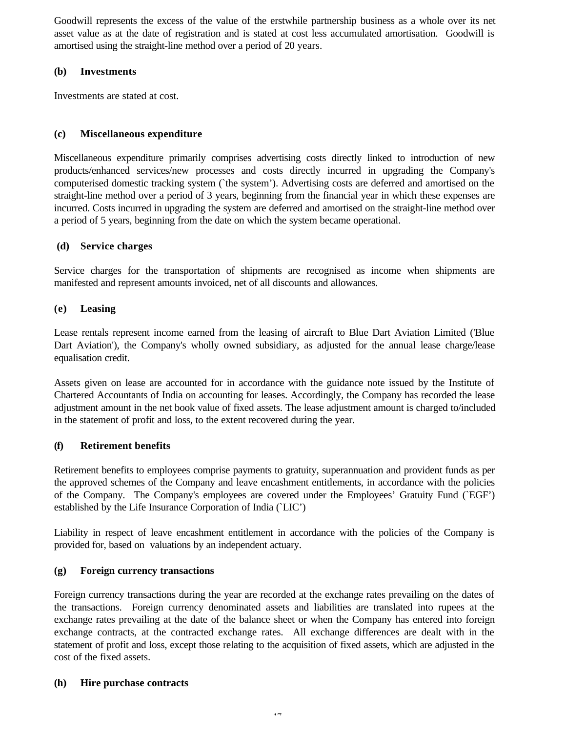Goodwill represents the excess of the value of the erstwhile partnership business as a whole over its net asset value as at the date of registration and is stated at cost less accumulated amortisation. Goodwill is amortised using the straight-line method over a period of 20 years.

**(b) Investments**

Investments are stated at cost.

**(c) Miscellaneous expenditure**

Miscellaneous expenditure primarily comprises advertising costs directly linked to introduction of new products/enhanced services/new processes and costs directly incurred in upgrading the Company's computerised domestic tracking system (`the system'). Advertising costs are deferred and amortised on the straight-line method over a period of 3 years, beginning from the financial year in which these expenses are incurred. Costs incurred in upgrading the system are deferred and amortised on the straight-line method over a period of 5 years, beginning from the date on which the system became operational.

**(d) Service charges**

Service charges for the transportation of shipments are recognised as income when shipments are manifested and represent amounts invoiced, net of all discounts and allowances.

**(e) Leasing**

Lease rentals represent income earned from the leasing of aircraft to Blue Dart Aviation Limited ('Blue Dart Aviation'), the Company's wholly owned subsidiary, as adjusted for the annual lease charge/lease equalisation credit.

Assets given on lease are accounted for in accordance with the guidance note issued by the Institute of Chartered Accountants of India on accounting for leases. Accordingly, the Company has recorded the lease adjustment amount in the net book value of fixed assets. The lease adjustment amount is charged to/included in the statement of profit and loss, to the extent recovered during the year.

**(f) Retirement benefits**

Retirement benefits to employees comprise payments to gratuity, superannuation and provident funds as per the approved schemes of the Company and leave encashment entitlements, in accordance with the policies of the Company. The Company's employees are covered under the Employees' Gratuity Fund (`EGF') established by the Life Insurance Corporation of India (`LIC')

Liability in respect of leave encashment entitlement in accordance with the policies of the Company is provided for, based on valuations by an independent actuary.

**(g) Foreign currency transactions**

Foreign currency transactions during the year are recorded at the exchange rates prevailing on the dates of the transactions. Foreign currency denominated assets and liabilities are translated into rupees at the exchange rates prevailing at the date of the balance sheet or when the Company has entered into foreign exchange contracts, at the contracted exchange rates. All exchange differences are dealt with in the statement of profit and loss, except those relating to the acquisition of fixed assets, which are adjusted in the cost of the fixed assets.

**(h) Hire purchase contracts**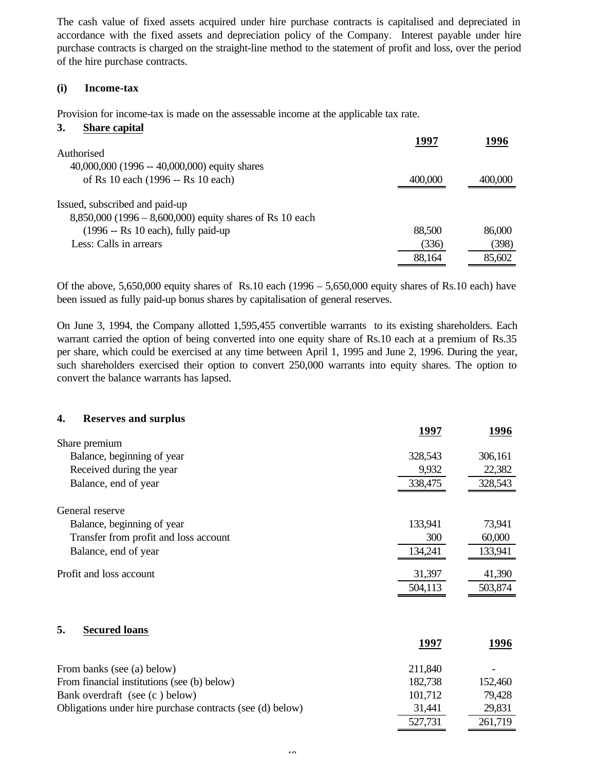The cash value of fixed assets acquired under hire purchase contracts is capitalised and depreciated in accordance with the fixed assets and depreciation policy of the Company. Interest payable under hire purchase contracts is charged on the straight-line method to the statement of profit and loss, over the period of the hire purchase contracts.

**(i) Income-tax**

Provision for income-tax is made on the assessable income at the applicable tax rate.

**3. Share capital**

| | **1997** | **1996** |
|---|---|---|
| Authorised | | |
| 40,000,000 (1996 -- 40,000,000) equity shares of Rs 10 each (1996 -- Rs 10 each) | 400,000 | 400,000 |
| Issued, subscribed and paid-up | | |
| 8,850,000 (1996 – 8,600,000) equity shares of Rs 10 each (1996 -- Rs 10 each), fully paid-up | 88,500 | 86,000 |
| Less: Calls in arrears | (336) | (398) |
| | 88,164 | 85,602 |

Of the above, 5,650,000 equity shares of Rs.10 each (1996 – 5,650,000 equity shares of Rs.10 each) have been issued as fully paid-up bonus shares by capitalisation of general reserves.

On June 3, 1994, the Company allotted 1,595,455 convertible warrants to its existing shareholders. Each warrant carried the option of being converted into one equity share of Rs.10 each at a premium of Rs.35 per share, which could be exercised at any time between April 1, 1995 and June 2, 1996. During the year, such shareholders exercised their option to convert 250,000 warrants into equity shares. The option to convert the balance warrants has lapsed.

**4. Reserves and surplus**

| | **1997** | **1996** |
|---|---|---|
| Share premium | | |
| Balance, beginning of year | 328,543 | 306,161 |
| Received during the year | 9,932 | 22,382 |
| Balance, end of year | 338,475 | 328,543 |
| General reserve | | |
| Balance, beginning of year | 133,941 | 73,941 |
| Transfer from profit and loss account | 300 | 60,000 |
| Balance, end of year | 134,241 | 133,941 |
| Profit and loss account | 31,397 | 41,390 |
| | 504,113 | 503,874 |

**5. Secured loans**

| | **1997** | **1996** |
|---|---|---|
| From banks (see (a) below) | 211,840 | - |
| From financial institutions (see (b) below) | 182,738 | 152,460 |
| Bank overdraft (see (c ) below) | 101,712 | 79,428 |
| Obligations under hire purchase contracts (see (d) below) | 31,441 | 29,831 |
| | 527,731 | 261,719 |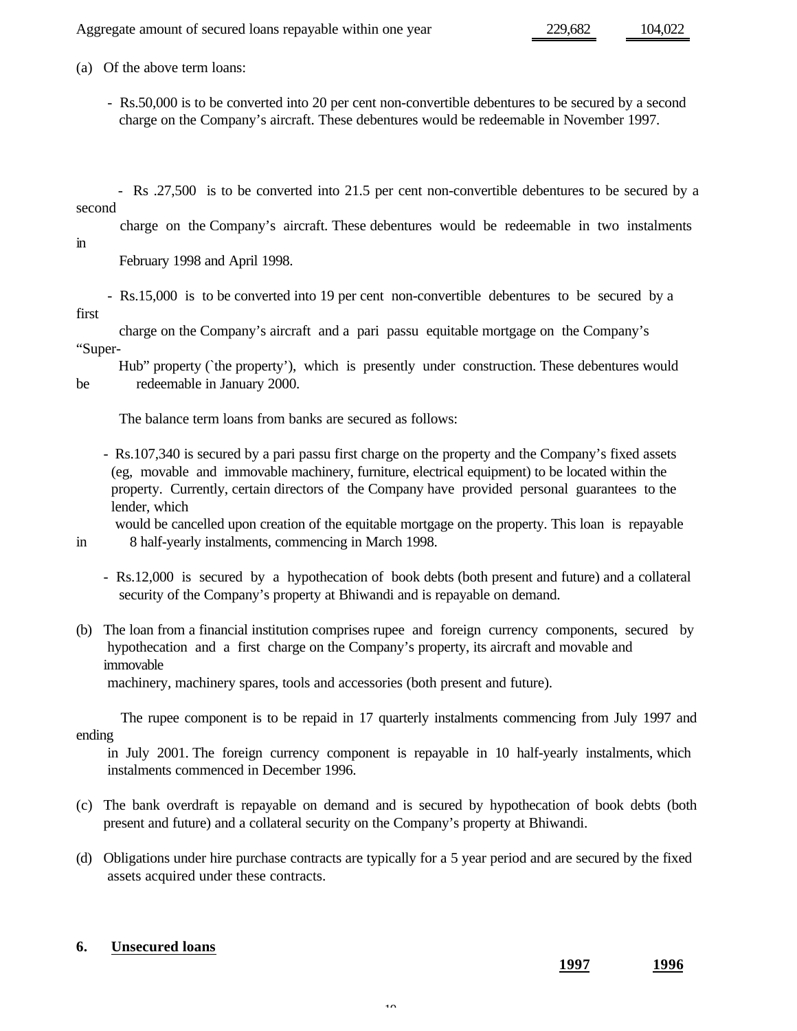| | | |
|---|---|---|
| Aggregate amount of secured loans repayable within one year | 229,682 | 104,022 |

(a) Of the above term loans:

- Rs.50,000 is to be converted into 20 per cent non-convertible debentures to be secured by a second charge on the Company's aircraft. These debentures would be redeemable in November 1997.

- Rs .27,500 is to be converted into 21.5 per cent non-convertible debentures to be secured by a second charge on the Company's aircraft. These debentures would be redeemable in two instalments in February 1998 and April 1998.

- Rs.15,000 is to be converted into 19 per cent non-convertible debentures to be secured by a first charge on the Company's aircraft and a pari passu equitable mortgage on the Company's "Super-Hub" property (`the property'), which is presently under construction. These debentures would be redeemable in January 2000.

The balance term loans from banks are secured as follows:

- Rs.107,340 is secured by a pari passu first charge on the property and the Company's fixed assets (eg, movable and immovable machinery, furniture, electrical equipment) to be located within the property. Currently, certain directors of the Company have provided personal guarantees to the lender, which would be cancelled upon creation of the equitable mortgage on the property. This loan is repayable in 8 half-yearly instalments, commencing in March 1998.

- Rs.12,000 is secured by a hypothecation of book debts (both present and future) and a collateral security of the Company's property at Bhiwandi and is repayable on demand.

(b) The loan from a financial institution comprises rupee and foreign currency components, secured by hypothecation and a first charge on the Company's property, its aircraft and movable and immovable machinery, machinery spares, tools and accessories (both present and future).

The rupee component is to be repaid in 17 quarterly instalments commencing from July 1997 and ending in July 2001. The foreign currency component is repayable in 10 half-yearly instalments, which instalments commenced in December 1996.

(c) The bank overdraft is repayable on demand and is secured by hypothecation of book debts (both present and future) and a collateral security on the Company's property at Bhiwandi.

(d) Obligations under hire purchase contracts are typically for a 5 year period and are secured by the fixed assets acquired under these contracts.

## 6. Unsecured loans

| | **1997** | **1996** |
|---|---|---|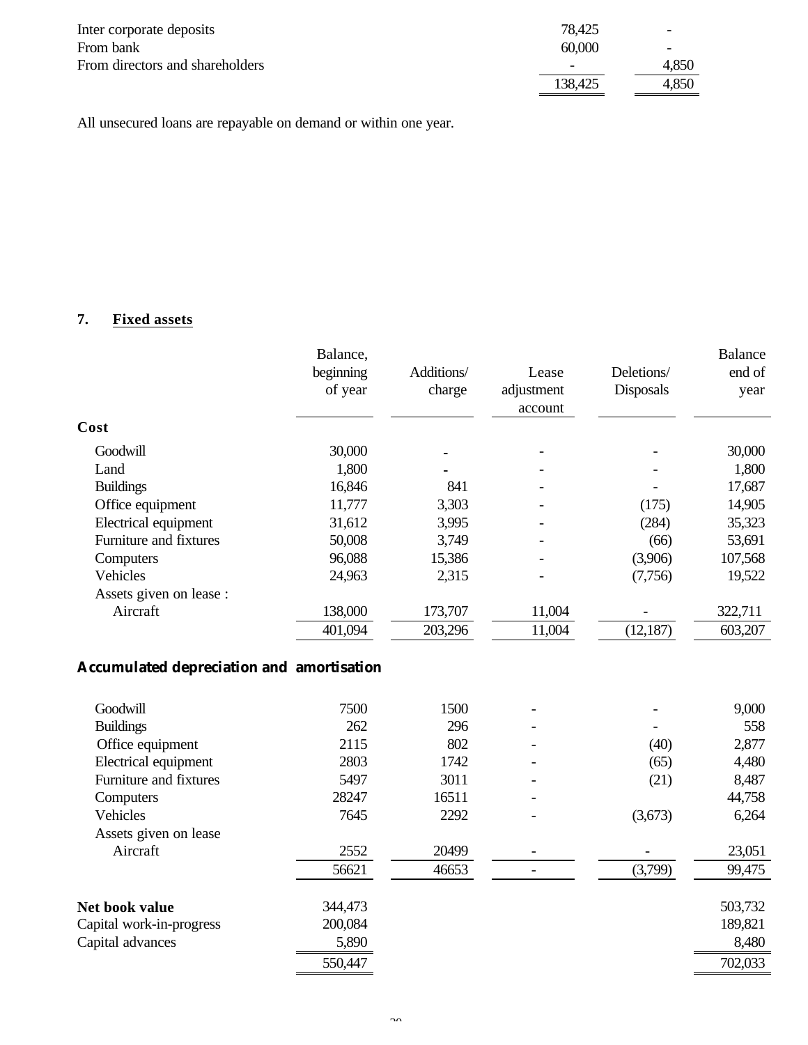| | | |
|---|---|---|
| Inter corporate deposits | 78,425 | - |
| From bank | 60,000 | - |
| From directors and shareholders | - | 4,850 |
| | 138,425 | 4,850 |

All unsecured loans are repayable on demand or within one year.

## 7. Fixed assets

| | Balance, beginning of year | Additions/ charge | Lease adjustment account | Deletions/ Disposals | Balance end of year |
|---|---|---|---|---|---|
| **Cost** | | | | | |
| Goodwill | 30,000 | - | - | - | 30,000 |
| Land | 1,800 | - | - | - | 1,800 |
| Buildings | 16,846 | 841 | - | - | 17,687 |
| Office equipment | 11,777 | 3,303 | - | (175) | 14,905 |
| Electrical equipment | 31,612 | 3,995 | - | (284) | 35,323 |
| Furniture and fixtures | 50,008 | 3,749 | - | (66) | 53,691 |
| Computers | 96,088 | 15,386 | - | (3,906) | 107,568 |
| Vehicles | 24,963 | 2,315 | - | (7,756) | 19,522 |
| Assets given on lease : | | | | | |
| Aircraft | 138,000 | 173,707 | 11,004 | - | 322,711 |
| | 401,094 | 203,296 | 11,004 | (12,187) | 603,207 |
| **Accumulated depreciation and amortisation** | | | | | |
| Goodwill | 7500 | 1500 | - | - | 9,000 |
| Buildings | 262 | 296 | - | - | 558 |
| Office equipment | 2115 | 802 | - | (40) | 2,877 |
| Electrical equipment | 2803 | 1742 | - | (65) | 4,480 |
| Furniture and fixtures | 5497 | 3011 | - | (21) | 8,487 |
| Computers | 28247 | 16511 | - | | 44,758 |
| Vehicles | 7645 | 2292 | - | (3,673) | 6,264 |
| Assets given on lease | | | | | |
| Aircraft | 2552 | 20499 | - | - | 23,051 |
| | 56621 | 46653 | - | (3,799) | 99,475 |
| **Net book value** | 344,473 | | | | 503,732 |
| Capital work-in-progress | 200,084 | | | | 189,821 |
| Capital advances | 5,890 | | | | 8,480 |
| | 550,447 | | | | 702,033 |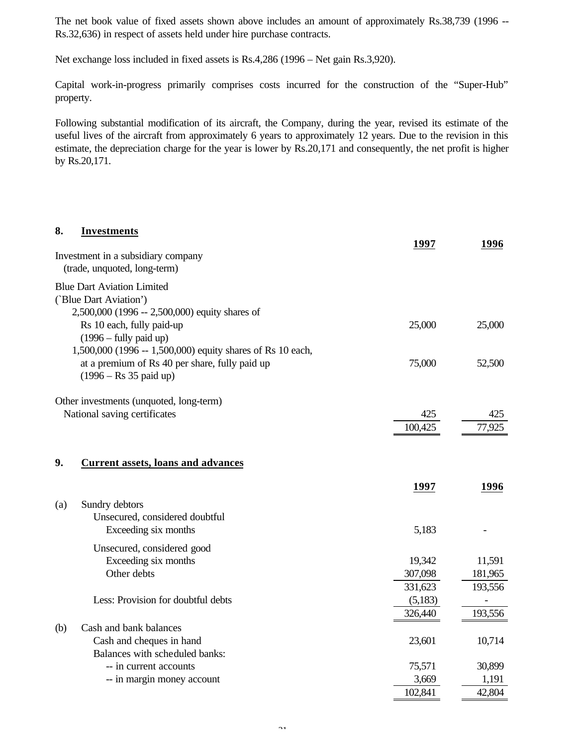The net book value of fixed assets shown above includes an amount of approximately Rs.38,739 (1996 -- Rs.32,636) in respect of assets held under hire purchase contracts.

Net exchange loss included in fixed assets is Rs.4,286 (1996 – Net gain Rs.3,920).

Capital work-in-progress primarily comprises costs incurred for the construction of the "Super-Hub" property.

Following substantial modification of its aircraft, the Company, during the year, revised its estimate of the useful lives of the aircraft from approximately 6 years to approximately 12 years. Due to the revision in this estimate, the depreciation charge for the year is lower by Rs.20,171 and consequently, the net profit is higher by Rs.20,171.

## 8. Investments

| | 1997 | 1996 |
|---|---|---|
| Investment in a subsidiary company (trade, unquoted, long-term) | | |
| Blue Dart Aviation Limited (`Blue Dart Aviation') | | |
| 2,500,000 (1996 -- 2,500,000) equity shares of Rs 10 each, fully paid-up (1996 – fully paid up) | 25,000 | 25,000 |
| 1,500,000 (1996 -- 1,500,000) equity shares of Rs 10 each, at a premium of Rs 40 per share, fully paid up (1996 – Rs 35 paid up) | 75,000 | 52,500 |
| Other investments (unquoted, long-term) | | |
| National saving certificates | 425 | 425 |
| | 100,425 | 77,925 |

## 9. Current assets, loans and advances

| | | 1997 | 1996 |
|---|---|---|---|
| (a) | Sundry debtors | | |
| | Unsecured, considered doubtful | | |
| | Exceeding six months | 5,183 | - |
| | Unsecured, considered good | | |
| | Exceeding six months | 19,342 | 11,591 |
| | Other debts | 307,098 | 181,965 |
| | | 331,623 | 193,556 |
| | Less: Provision for doubtful debts | (5,183) | - |
| | | 326,440 | 193,556 |
| (b) | Cash and bank balances | | |
| | Cash and cheques in hand | 23,601 | 10,714 |
| | Balances with scheduled banks: | | |
| | -- in current accounts | 75,571 | 30,899 |
| | -- in margin money account | 3,669 | 1,191 |
| | | 102,841 | 42,804 |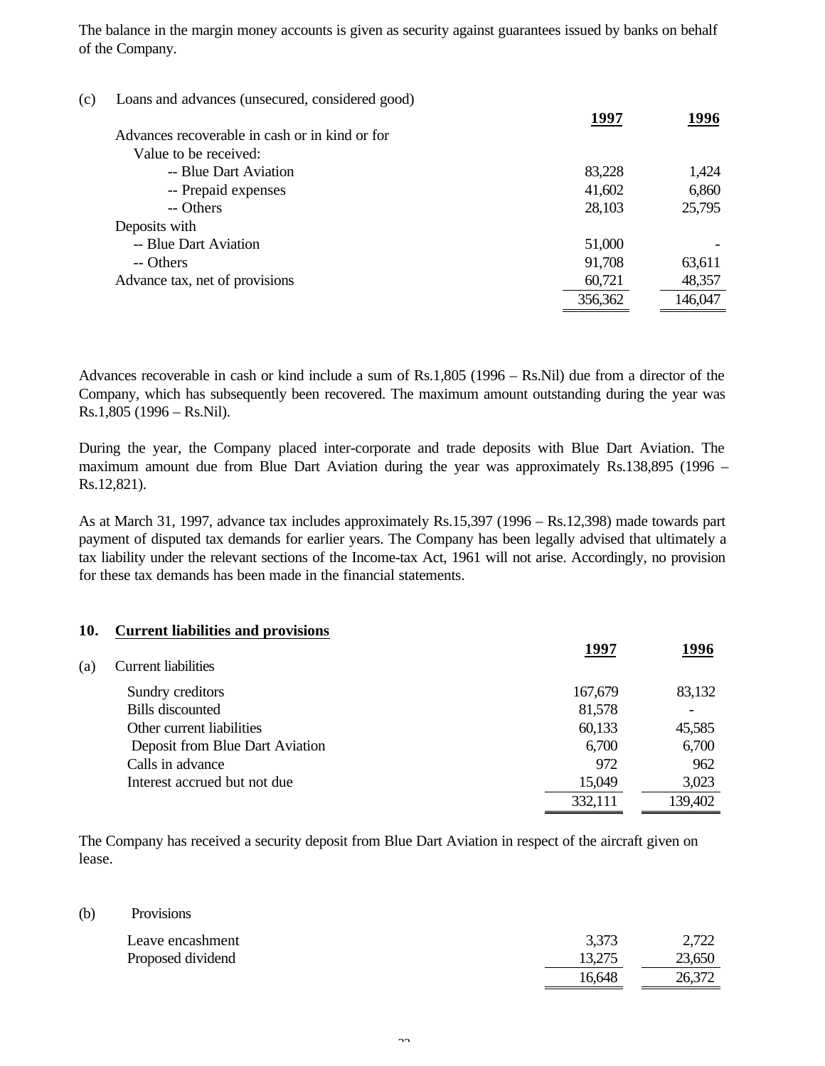The balance in the margin money accounts is given as security against guarantees issued by banks on behalf of the Company.

(c) Loans and advances (unsecured, considered good)

| | 1997 | 1996 |
|---|---|---|
| Advances recoverable in cash or in kind or for Value to be received: | | |
| -- Blue Dart Aviation | 83,228 | 1,424 |
| -- Prepaid expenses | 41,602 | 6,860 |
| -- Others | 28,103 | 25,795 |
| Deposits with | | |
| -- Blue Dart Aviation | 51,000 | - |
| -- Others | 91,708 | 63,611 |
| Advance tax, net of provisions | 60,721 | 48,357 |
| | 356,362 | 146,047 |

Advances recoverable in cash or kind include a sum of Rs.1,805 (1996 – Rs.Nil) due from a director of the Company, which has subsequently been recovered. The maximum amount outstanding during the year was Rs.1,805 (1996 – Rs.Nil).

During the year, the Company placed inter-corporate and trade deposits with Blue Dart Aviation. The maximum amount due from Blue Dart Aviation during the year was approximately Rs.138,895 (1996 – Rs.12,821).

As at March 31, 1997, advance tax includes approximately Rs.15,397 (1996 – Rs.12,398) made towards part payment of disputed tax demands for earlier years. The Company has been legally advised that ultimately a tax liability under the relevant sections of the Income-tax Act, 1961 will not arise. Accordingly, no provision for these tax demands has been made in the financial statements.

## 10. Current liabilities and provisions

(a) Current liabilities

| | 1997 | 1996 |
|---|---|---|
| Sundry creditors | 167,679 | 83,132 |
| Bills discounted | 81,578 | - |
| Other current liabilities | 60,133 | 45,585 |
| Deposit from Blue Dart Aviation | 6,700 | 6,700 |
| Calls in advance | 972 | 962 |
| Interest accrued but not due | 15,049 | 3,023 |
| | 332,111 | 139,402 |

The Company has received a security deposit from Blue Dart Aviation in respect of the aircraft given on lease.

(b) Provisions

| | 1997 | 1996 |
|---|---|---|
| Leave encashment | 3,373 | 2,722 |
| Proposed dividend | 13,275 | 23,650 |
| | 16,648 | 26,372 |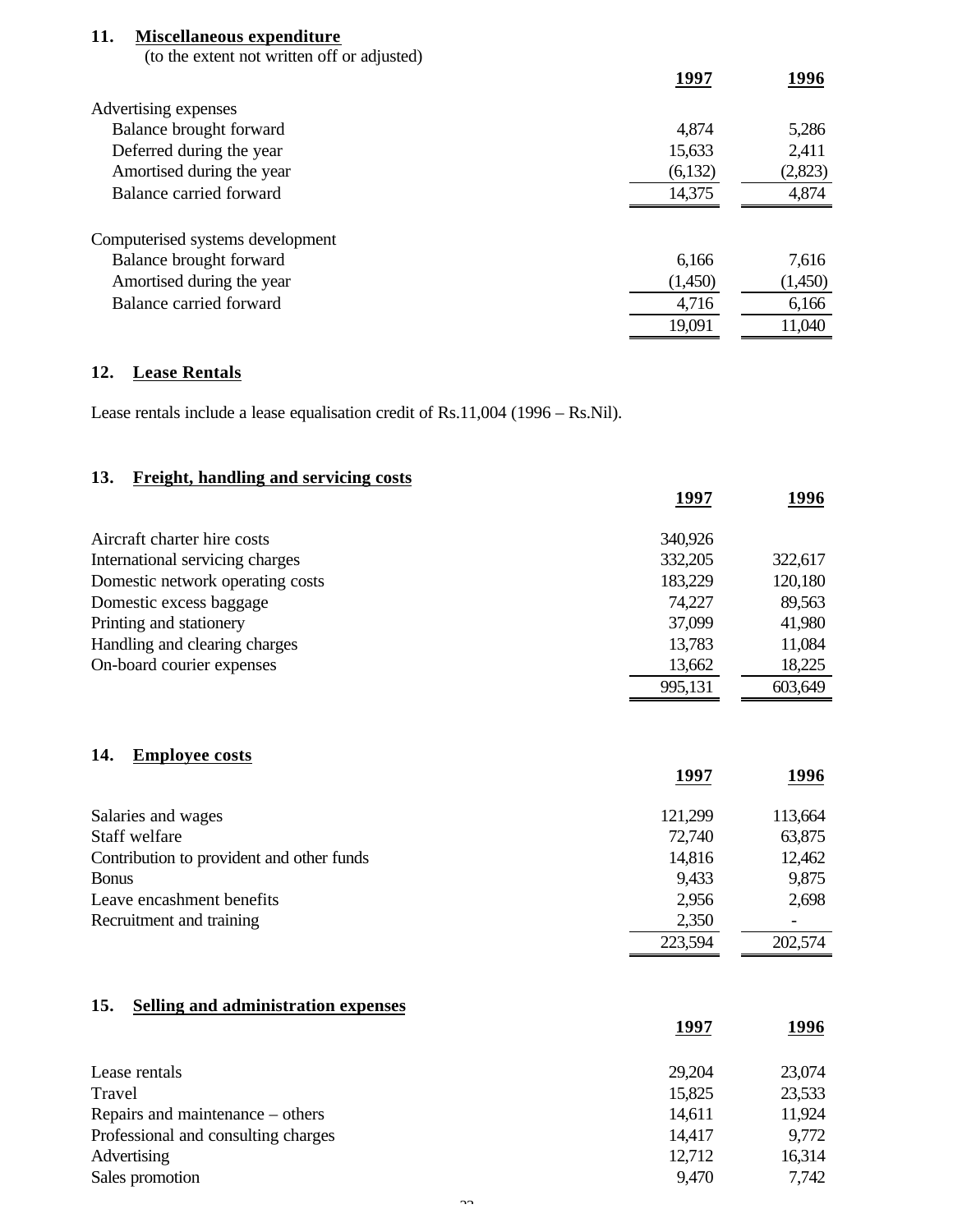## 11. Miscellaneous expenditure

(to the extent not written off or adjusted)

| | 1997 | 1996 |
|---|---|---|
| Advertising expenses | | |
| Balance brought forward | 4,874 | 5,286 |
| Deferred during the year | 15,633 | 2,411 |
| Amortised during the year | (6,132) | (2,823) |
| Balance carried forward | 14,375 | 4,874 |
| | | |
| Computerised systems development | | |
| Balance brought forward | 6,166 | 7,616 |
| Amortised during the year | (1,450) | (1,450) |
| Balance carried forward | 4,716 | 6,166 |
| | 19,091 | 11,040 |

## 12. Lease Rentals

Lease rentals include a lease equalisation credit of Rs.11,004 (1996 – Rs.Nil).

## 13. Freight, handling and servicing costs

| | 1997 | 1996 |
|---|---|---|
| Aircraft charter hire costs | 340,926 | |
| International servicing charges | 332,205 | 322,617 |
| Domestic network operating costs | 183,229 | 120,180 |
| Domestic excess baggage | 74,227 | 89,563 |
| Printing and stationery | 37,099 | 41,980 |
| Handling and clearing charges | 13,783 | 11,084 |
| On-board courier expenses | 13,662 | 18,225 |
| | 995,131 | 603,649 |

## 14. Employee costs

| | 1997 | 1996 |
|---|---|---|
| Salaries and wages | 121,299 | 113,664 |
| Staff welfare | 72,740 | 63,875 |
| Contribution to provident and other funds | 14,816 | 12,462 |
| Bonus | 9,433 | 9,875 |
| Leave encashment benefits | 2,956 | 2,698 |
| Recruitment and training | 2,350 | - |
| | 223,594 | 202,574 |

## 15. Selling and administration expenses

| | 1997 | 1996 |
|---|---|---|
| Lease rentals | 29,204 | 23,074 |
| Travel | 15,825 | 23,533 |
| Repairs and maintenance – others | 14,611 | 11,924 |
| Professional and consulting charges | 14,417 | 9,772 |
| Advertising | 12,712 | 16,314 |
| Sales promotion | 9,470 | 7,742 |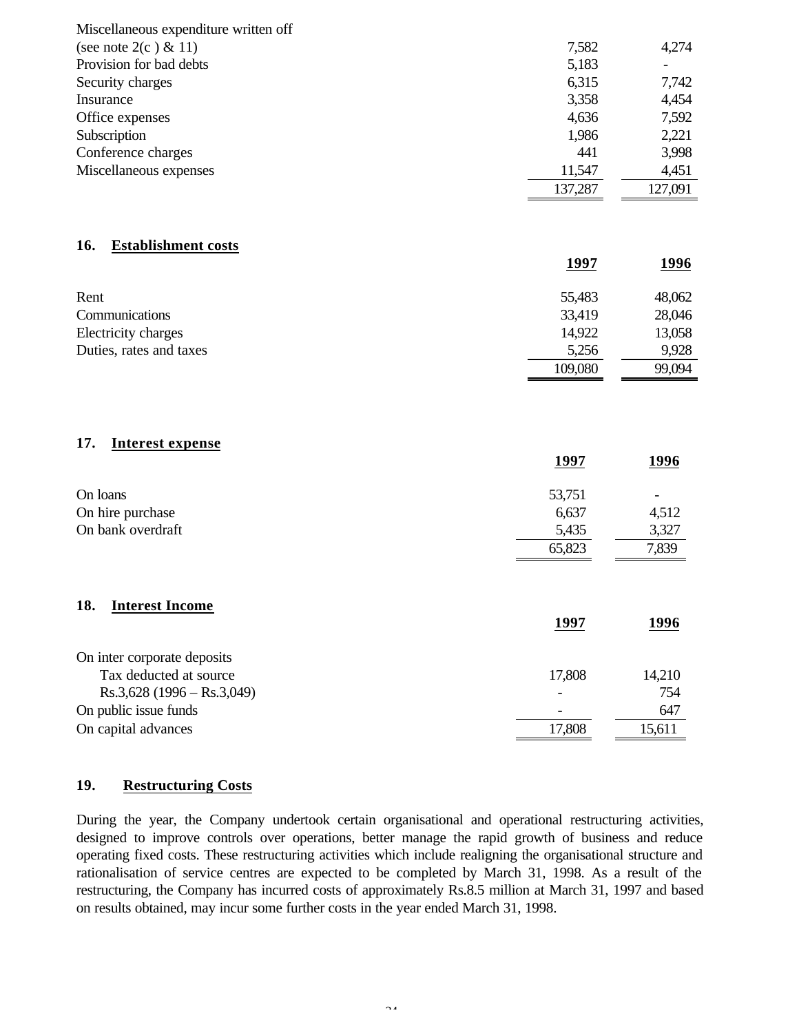| | | |
|---|---|---|
| Miscellaneous expenditure written off (see note 2(c ) & 11) | 7,582 | 4,274 |
| Provision for bad debts | 5,183 | - |
| Security charges | 6,315 | 7,742 |
| Insurance | 3,358 | 4,454 |
| Office expenses | 4,636 | 7,592 |
| Subscription | 1,986 | 2,221 |
| Conference charges | 441 | 3,998 |
| Miscellaneous expenses | 11,547 | 4,451 |
| | 137,287 | 127,091 |

### 16. Establishment costs

| | 1997 | 1996 |
|---|---|---|
| Rent | 55,483 | 48,062 |
| Communications | 33,419 | 28,046 |
| Electricity charges | 14,922 | 13,058 |
| Duties, rates and taxes | 5,256 | 9,928 |
| | 109,080 | 99,094 |

### 17. Interest expense

| | 1997 | 1996 |
|---|---|---|
| On loans | 53,751 | - |
| On hire purchase | 6,637 | 4,512 |
| On bank overdraft | 5,435 | 3,327 |
| | 65,823 | 7,839 |

### 18. Interest Income

| | 1997 | 1996 |
|---|---|---|
| On inter corporate deposits | | |
| Tax deducted at source | 17,808 | 14,210 |
| Rs.3,628 (1996 – Rs.3,049) | - | 754 |
| On public issue funds | - | 647 |
| On capital advances | 17,808 | 15,611 |

### 19. Restructuring Costs

During the year, the Company undertook certain organisational and operational restructuring activities, designed to improve controls over operations, better manage the rapid growth of business and reduce operating fixed costs. These restructuring activities which include realigning the organisational structure and rationalisation of service centres are expected to be completed by March 31, 1998. As a result of the restructuring, the Company has incurred costs of approximately Rs.8.5 million at March 31, 1997 and based on results obtained, may incur some further costs in the year ended March 31, 1998.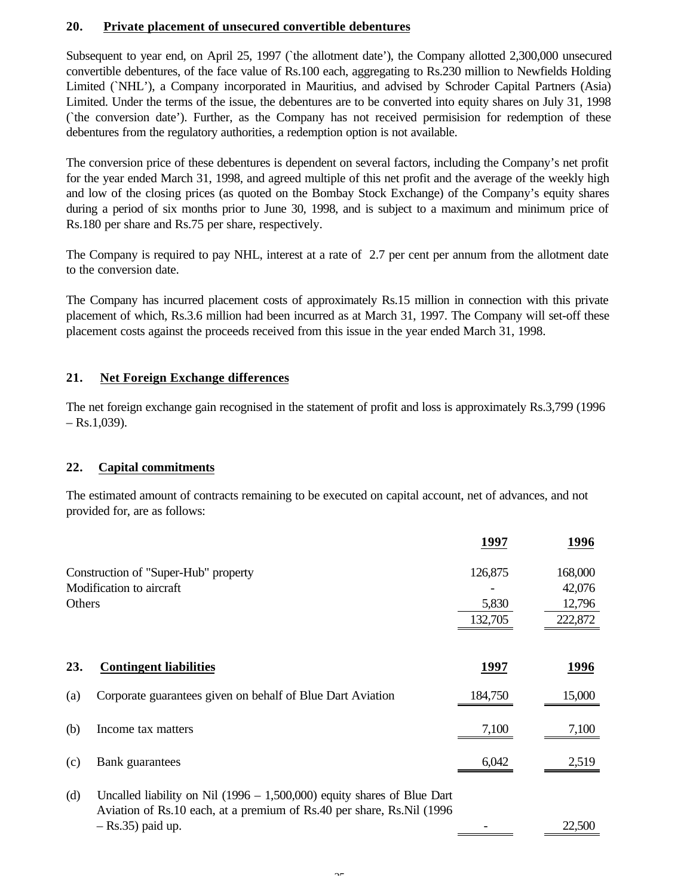## 20. Private placement of unsecured convertible debentures

Subsequent to year end, on April 25, 1997 (`the allotment date'), the Company allotted 2,300,000 unsecured convertible debentures, of the face value of Rs.100 each, aggregating to Rs.230 million to Newfields Holding Limited (`NHL'), a Company incorporated in Mauritius, and advised by Schroder Capital Partners (Asia) Limited. Under the terms of the issue, the debentures are to be converted into equity shares on July 31, 1998 (`the conversion date'). Further, as the Company has not received permisision for redemption of these debentures from the regulatory authorities, a redemption option is not available.

The conversion price of these debentures is dependent on several factors, including the Company's net profit for the year ended March 31, 1998, and agreed multiple of this net profit and the average of the weekly high and low of the closing prices (as quoted on the Bombay Stock Exchange) of the Company's equity shares during a period of six months prior to June 30, 1998, and is subject to a maximum and minimum price of Rs.180 per share and Rs.75 per share, respectively.

The Company is required to pay NHL, interest at a rate of 2.7 per cent per annum from the allotment date to the conversion date.

The Company has incurred placement costs of approximately Rs.15 million in connection with this private placement of which, Rs.3.6 million had been incurred as at March 31, 1997. The Company will set-off these placement costs against the proceeds received from this issue in the year ended March 31, 1998.

## 21. Net Foreign Exchange differences

The net foreign exchange gain recognised in the statement of profit and loss is approximately Rs.3,799 (1996 – Rs.1,039).

## 22. Capital commitments

The estimated amount of contracts remaining to be executed on capital account, net of advances, and not provided for, are as follows:

| | 1997 | 1996 |
|---|---|---|
| Construction of "Super-Hub" property | 126,875 | 168,000 |
| Modification to aircraft | - | 42,076 |
| Others | 5,830 | 12,796 |
| | 132,705 | 222,872 |

## 23. Contingent liabilities

| | | 1997 | 1996 |
|---|---|---|---|
| (a) | Corporate guarantees given on behalf of Blue Dart Aviation | 184,750 | 15,000 |
| (b) | Income tax matters | 7,100 | 7,100 |
| (c) | Bank guarantees | 6,042 | 2,519 |
| (d) | Uncalled liability on Nil (1996 – 1,500,000) equity shares of Blue Dart Aviation of Rs.10 each, at a premium of Rs.40 per share, Rs.Nil (1996 – Rs.35) paid up. | - | 22,500 |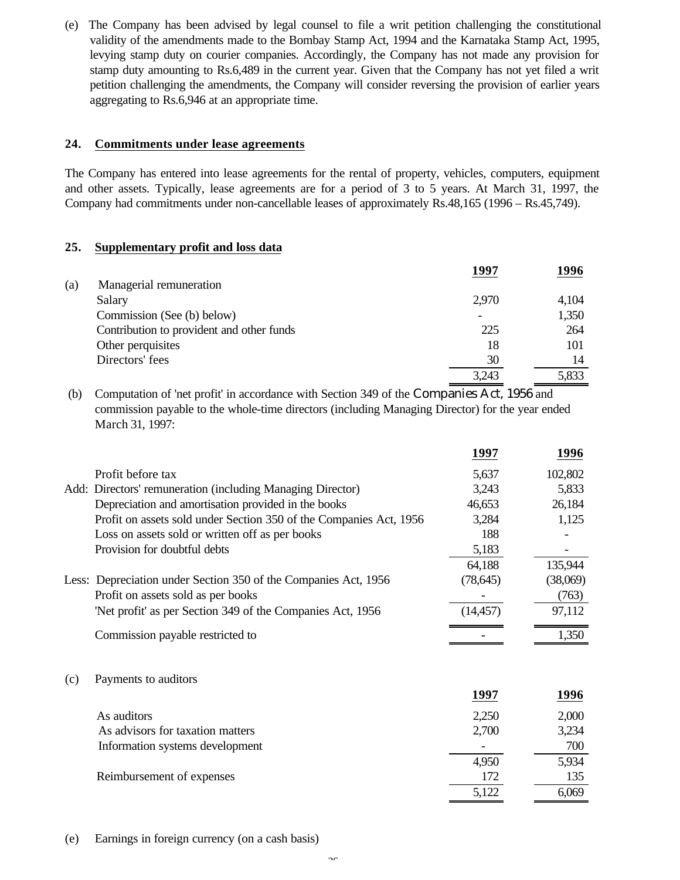(e) The Company has been advised by legal counsel to file a writ petition challenging the constitutional validity of the amendments made to the Bombay Stamp Act, 1994 and the Karnataka Stamp Act, 1995, levying stamp duty on courier companies. Accordingly, the Company has not made any provision for stamp duty amounting to Rs.6,489 in the current year. Given that the Company has not yet filed a writ petition challenging the amendments, the Company will consider reversing the provision of earlier years aggregating to Rs.6,946 at an appropriate time.

## 24. Commitments under lease agreements

The Company has entered into lease agreements for the rental of property, vehicles, computers, equipment and other assets. Typically, lease agreements are for a period of 3 to 5 years. At March 31, 1997, the Company had commitments under non-cancellable leases of approximately Rs.48,165 (1996 – Rs.45,749).

## 25. Supplementary profit and loss data

(a) Managerial remuneration

| | 1997 | 1996 |
|---|---|---|
| Salary | 2,970 | 4,104 |
| Commission (See (b) below) | - | 1,350 |
| Contribution to provident and other funds | 225 | 264 |
| Other perquisites | 18 | 101 |
| Directors' fees | 30 | 14 |
| | 3,243 | 5,833 |

(b) Computation of 'net profit' in accordance with Section 349 of the Companies Act, 1956 and commission payable to the whole-time directors (including Managing Director) for the year ended March 31, 1997:

| | 1997 | 1996 |
|---|---|---|
| Profit before tax | 5,637 | 102,802 |
| Add: Directors' remuneration (including Managing Director) | 3,243 | 5,833 |
| Depreciation and amortisation provided in the books | 46,653 | 26,184 |
| Profit on assets sold under Section 350 of the Companies Act, 1956 | 3,284 | 1,125 |
| Loss on assets sold or written off as per books | 188 | - |
| Provision for doubtful debts | 5,183 | - |
| | 64,188 | 135,944 |
| Less: Depreciation under Section 350 of the Companies Act, 1956 | (78,645) | (38,069) |
| Profit on assets sold as per books | - | (763) |
| 'Net profit' as per Section 349 of the Companies Act, 1956 | (14,457) | 97,112 |
| Commission payable restricted to | - | 1,350 |

(c) Payments to auditors

| | 1997 | 1996 |
|---|---|---|
| As auditors | 2,250 | 2,000 |
| As advisors for taxation matters | 2,700 | 3,234 |
| Information systems development | - | 700 |
| | 4,950 | 5,934 |
| Reimbursement of expenses | 172 | 135 |
| | 5,122 | 6,069 |

(e) Earnings in foreign currency (on a cash basis)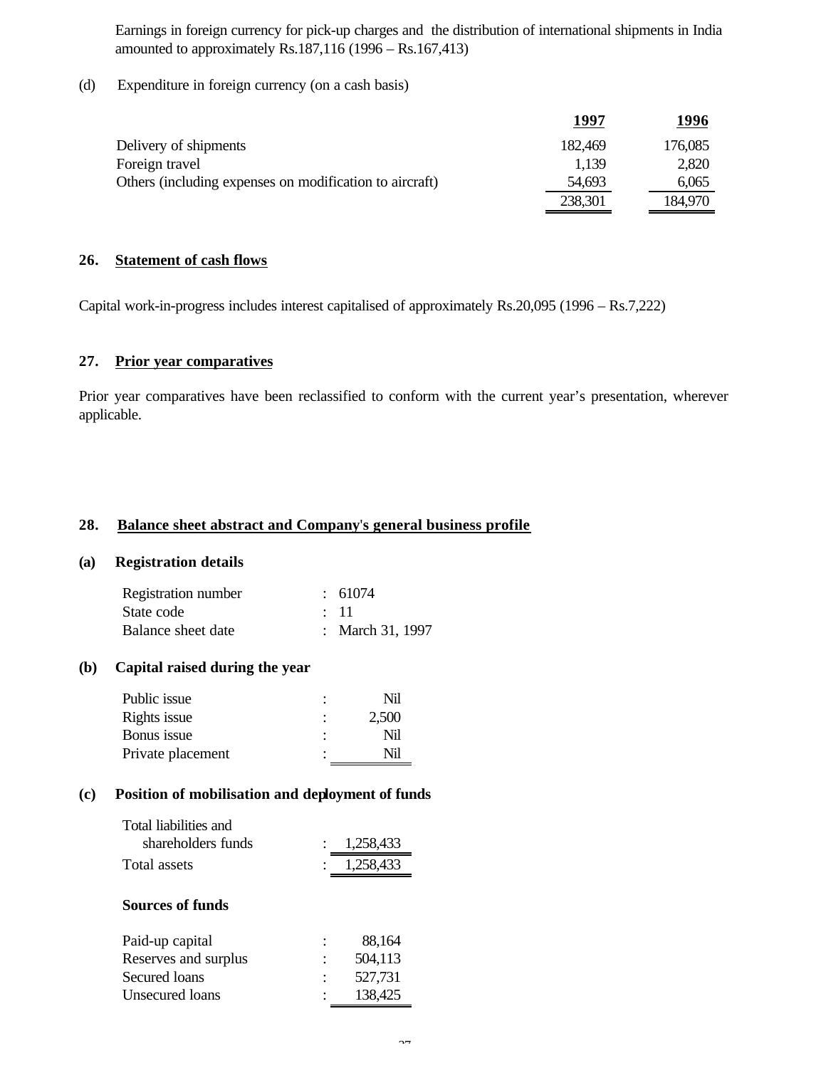Earnings in foreign currency for pick-up charges and the distribution of international shipments in India amounted to approximately Rs.187,116 (1996 – Rs.167,413)

(d) Expenditure in foreign currency (on a cash basis)

| | 1997 | 1996 |
|---|---|---|
| Delivery of shipments | 182,469 | 176,085 |
| Foreign travel | 1,139 | 2,820 |
| Others (including expenses on modification to aircraft) | 54,693 | 6,065 |
| | 238,301 | 184,970 |

## 26. Statement of cash flows

Capital work-in-progress includes interest capitalised of approximately Rs.20,095 (1996 – Rs.7,222)

## 27. Prior year comparatives

Prior year comparatives have been reclassified to conform with the current year's presentation, wherever applicable.

## 28. Balance sheet abstract and Company's general business profile

### (a) Registration details

| | | |
|---|---|---|
| Registration number | : | 61074 |
| State code | : | 11 |
| Balance sheet date | : | March 31, 1997 |

### (b) Capital raised during the year

| | | |
|---|---|---|
| Public issue | : | Nil |
| Rights issue | : | 2,500 |
| Bonus issue | : | Nil |
| Private placement | : | Nil |

### (c) Position of mobilisation and deployment of funds

| | | |
|---|---|---|
| Total liabilities and shareholders funds | : | 1,258,433 |
| Total assets | : | 1,258,433 |

**Sources of funds**

| | | |
|---|---|---|
| Paid-up capital | : | 88,164 |
| Reserves and surplus | : | 504,113 |
| Secured loans | : | 527,731 |
| Unsecured loans | : | 138,425 |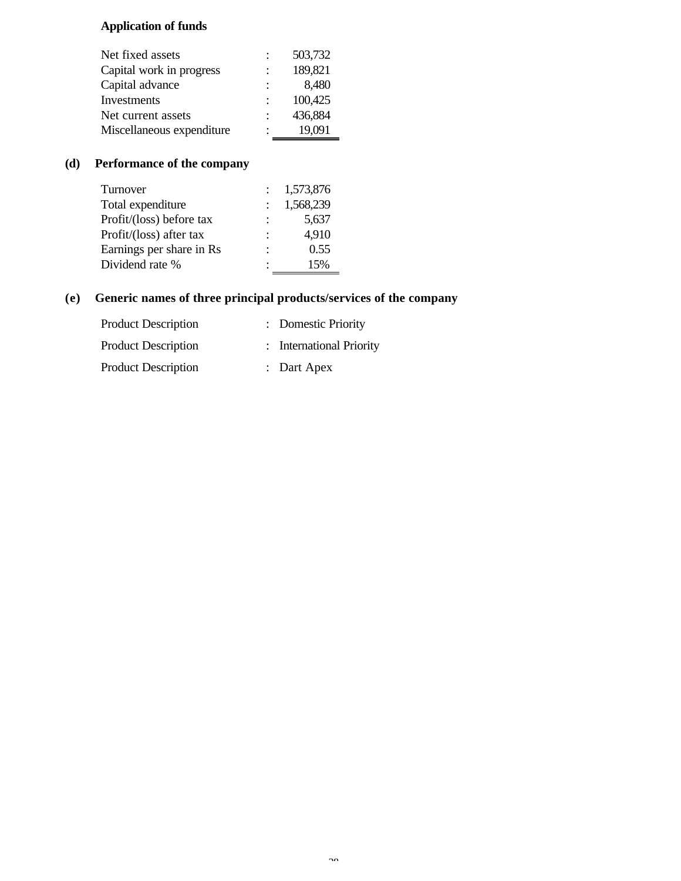**Application of funds**

| | | |
|---|---|---|
| Net fixed assets | : | 503,732 |
| Capital work in progress | : | 189,821 |
| Capital advance | : | 8,480 |
| Investments | : | 100,425 |
| Net current assets | : | 436,884 |
| Miscellaneous expenditure | : | 19,091 |

## (d) Performance of the company

| | | |
|---|---|---|
| Turnover | : | 1,573,876 |
| Total expenditure | : | 1,568,239 |
| Profit/(loss) before tax | : | 5,637 |
| Profit/(loss) after tax | : | 4,910 |
| Earnings per share in Rs | : | 0.55 |
| Dividend rate % | : | 15% |

## (e) Generic names of three principal products/services of the company

| | | |
|---|---|---|
| Product Description | : | Domestic Priority |
| Product Description | : | International Priority |
| Product Description | : | Dart Apex |